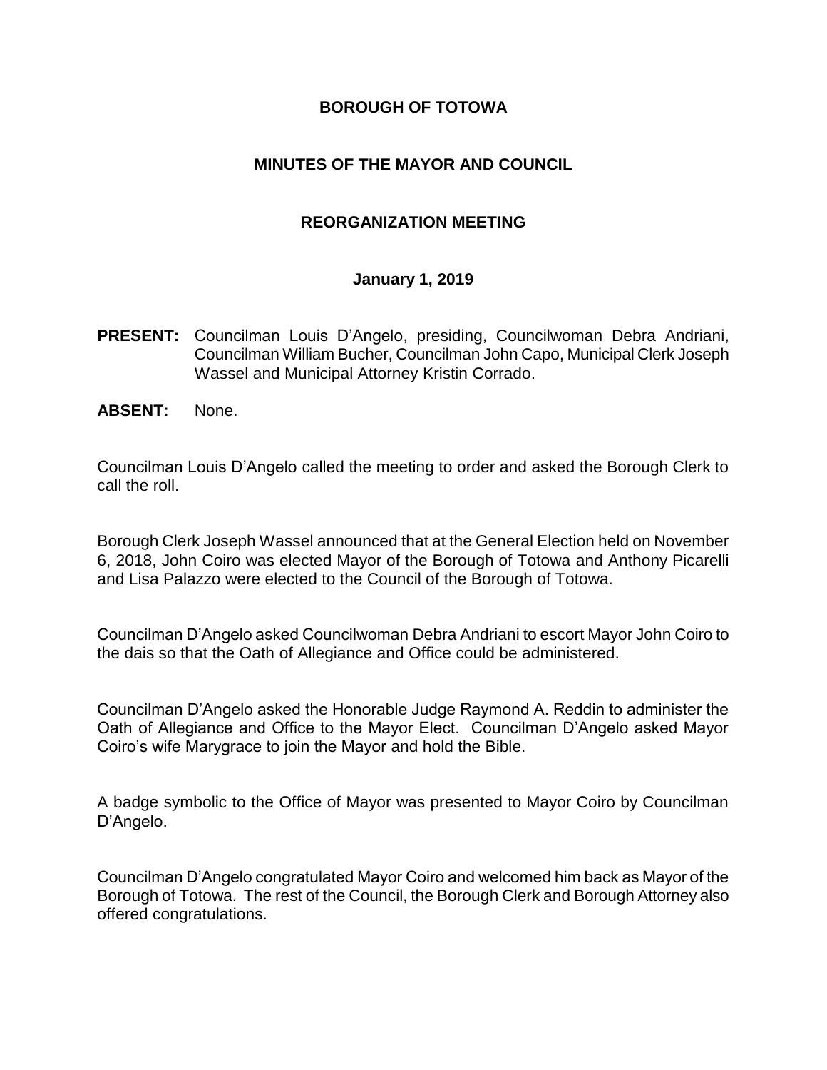# BOROUGH OF TOTOWA

## MINUTES OF THE MAYOR AND COUNCIL

## REORGANIZATION MEETING

### January 1, 2019

**PRESENT:** Councilman Louis D'Angelo, presiding, Councilwoman Debra Andriani, Councilman William Bucher, Councilman John Capo, Municipal Clerk Joseph Wassel and Municipal Attorney Kristin Corrado.

**ABSENT:** None.

Councilman Louis D'Angelo called the meeting to order and asked the Borough Clerk to call the roll.

Borough Clerk Joseph Wassel announced that at the General Election held on November 6, 2018, John Coiro was elected Mayor of the Borough of Totowa and Anthony Picarelli and Lisa Palazzo were elected to the Council of the Borough of Totowa.

Councilman D'Angelo asked Councilwoman Debra Andriani to escort Mayor John Coiro to the dais so that the Oath of Allegiance and Office could be administered.

Councilman D'Angelo asked the Honorable Judge Raymond A. Reddin to administer the Oath of Allegiance and Office to the Mayor Elect. Councilman D'Angelo asked Mayor Coiro's wife Marygrace to join the Mayor and hold the Bible.

A badge symbolic to the Office of Mayor was presented to Mayor Coiro by Councilman D'Angelo.

Councilman D'Angelo congratulated Mayor Coiro and welcomed him back as Mayor of the Borough of Totowa. The rest of the Council, the Borough Clerk and Borough Attorney also offered congratulations.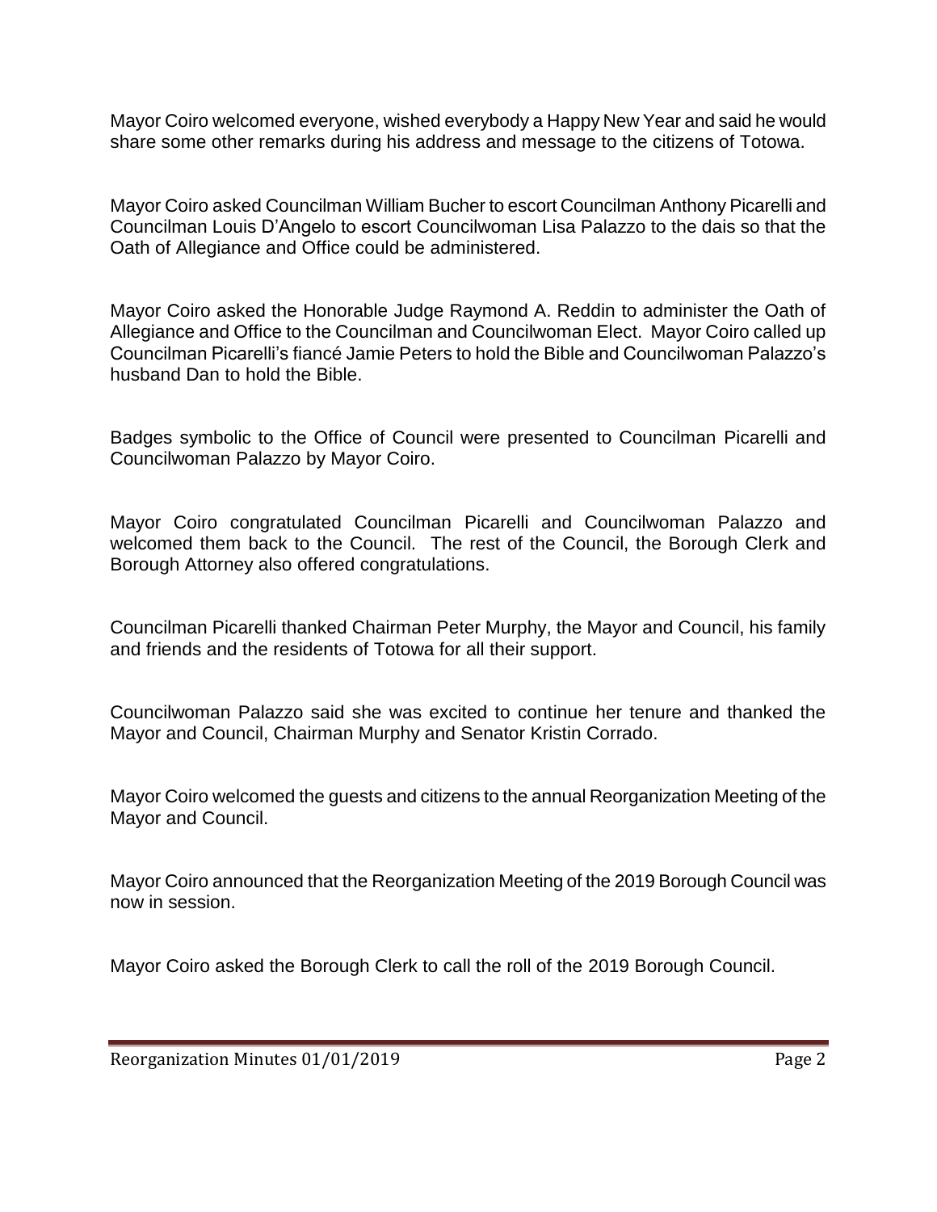Mayor Coiro welcomed everyone, wished everybody a Happy New Year and said he would share some other remarks during his address and message to the citizens of Totowa.

Mayor Coiro asked Councilman William Bucher to escort Councilman Anthony Picarelli and Councilman Louis D'Angelo to escort Councilwoman Lisa Palazzo to the dais so that the Oath of Allegiance and Office could be administered.

Mayor Coiro asked the Honorable Judge Raymond A. Reddin to administer the Oath of Allegiance and Office to the Councilman and Councilwoman Elect. Mayor Coiro called up Councilman Picarelli's fiancé Jamie Peters to hold the Bible and Councilwoman Palazzo's husband Dan to hold the Bible.

Badges symbolic to the Office of Council were presented to Councilman Picarelli and Councilwoman Palazzo by Mayor Coiro.

Mayor Coiro congratulated Councilman Picarelli and Councilwoman Palazzo and welcomed them back to the Council. The rest of the Council, the Borough Clerk and Borough Attorney also offered congratulations.

Councilman Picarelli thanked Chairman Peter Murphy, the Mayor and Council, his family and friends and the residents of Totowa for all their support.

Councilwoman Palazzo said she was excited to continue her tenure and thanked the Mayor and Council, Chairman Murphy and Senator Kristin Corrado.

Mayor Coiro welcomed the guests and citizens to the annual Reorganization Meeting of the Mayor and Council.

Mayor Coiro announced that the Reorganization Meeting of the 2019 Borough Council was now in session.

Mayor Coiro asked the Borough Clerk to call the roll of the 2019 Borough Council.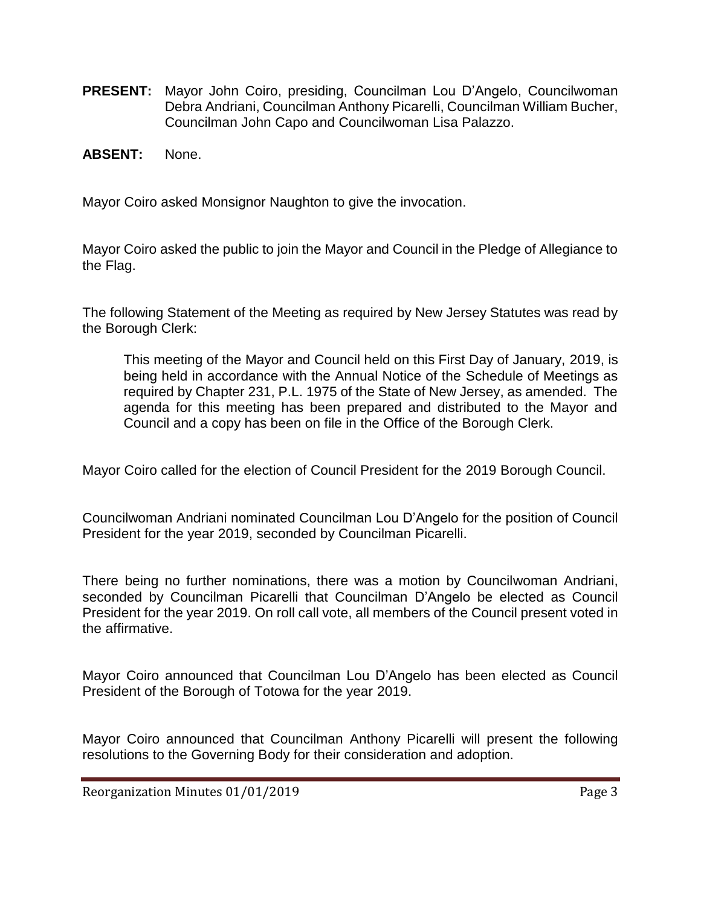**PRESENT:** Mayor John Coiro, presiding, Councilman Lou D'Angelo, Councilwoman Debra Andriani, Councilman Anthony Picarelli, Councilman William Bucher, Councilman John Capo and Councilwoman Lisa Palazzo.

**ABSENT:** None.

Mayor Coiro asked Monsignor Naughton to give the invocation.

Mayor Coiro asked the public to join the Mayor and Council in the Pledge of Allegiance to the Flag.

The following Statement of the Meeting as required by New Jersey Statutes was read by the Borough Clerk:

> This meeting of the Mayor and Council held on this First Day of January, 2019, is being held in accordance with the Annual Notice of the Schedule of Meetings as required by Chapter 231, P.L. 1975 of the State of New Jersey, as amended. The agenda for this meeting has been prepared and distributed to the Mayor and Council and a copy has been on file in the Office of the Borough Clerk.

Mayor Coiro called for the election of Council President for the 2019 Borough Council.

Councilwoman Andriani nominated Councilman Lou D'Angelo for the position of Council President for the year 2019, seconded by Councilman Picarelli.

There being no further nominations, there was a motion by Councilwoman Andriani, seconded by Councilman Picarelli that Councilman D'Angelo be elected as Council President for the year 2019. On roll call vote, all members of the Council present voted in the affirmative.

Mayor Coiro announced that Councilman Lou D'Angelo has been elected as Council President of the Borough of Totowa for the year 2019.

Mayor Coiro announced that Councilman Anthony Picarelli will present the following resolutions to the Governing Body for their consideration and adoption.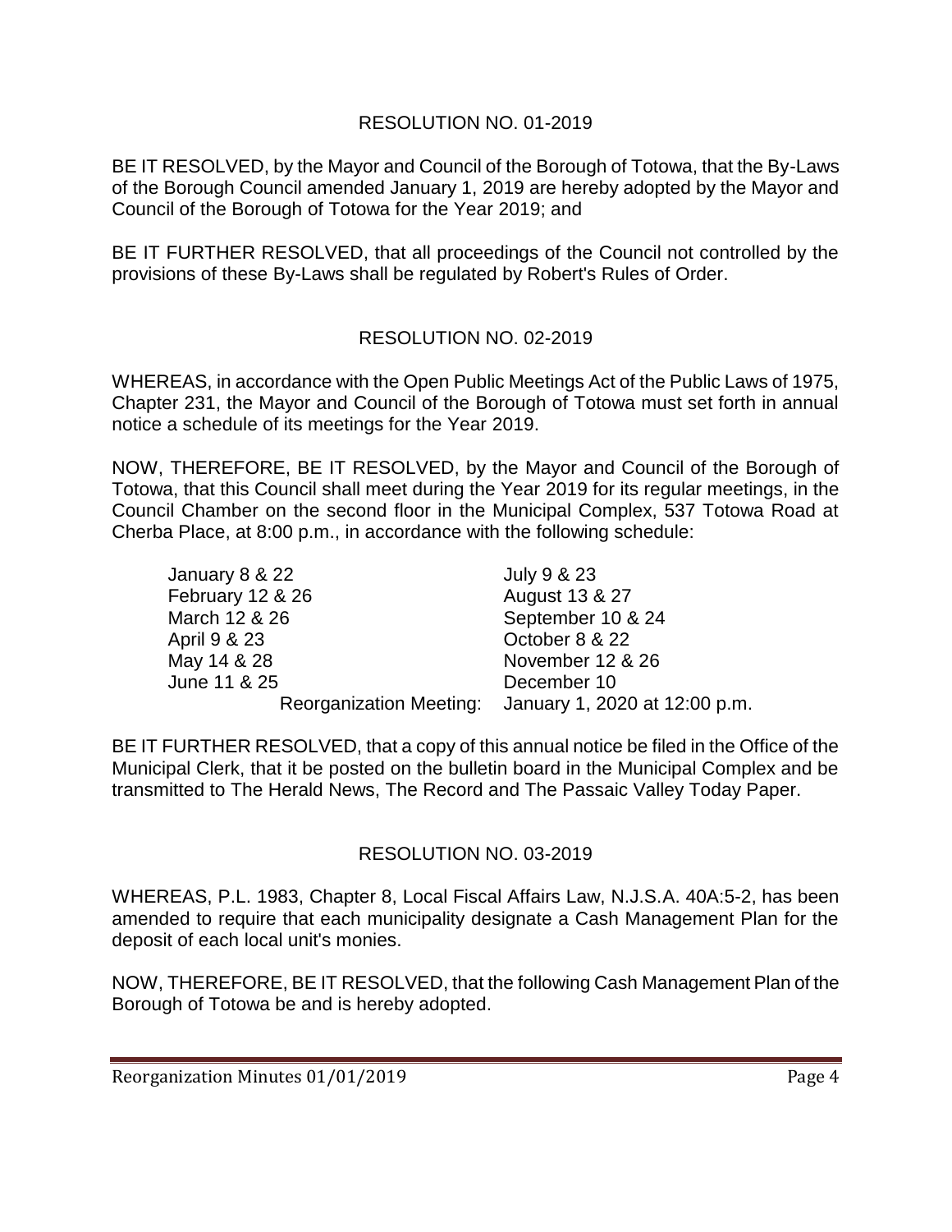## RESOLUTION NO. 01-2019

BE IT RESOLVED, by the Mayor and Council of the Borough of Totowa, that the By-Laws of the Borough Council amended January 1, 2019 are hereby adopted by the Mayor and Council of the Borough of Totowa for the Year 2019; and

BE IT FURTHER RESOLVED, that all proceedings of the Council not controlled by the provisions of these By-Laws shall be regulated by Robert's Rules of Order.

## RESOLUTION NO. 02-2019

WHEREAS, in accordance with the Open Public Meetings Act of the Public Laws of 1975, Chapter 231, the Mayor and Council of the Borough of Totowa must set forth in annual notice a schedule of its meetings for the Year 2019.

NOW, THEREFORE, BE IT RESOLVED, by the Mayor and Council of the Borough of Totowa, that this Council shall meet during the Year 2019 for its regular meetings, in the Council Chamber on the second floor in the Municipal Complex, 537 Totowa Road at Cherba Place, at 8:00 p.m., in accordance with the following schedule:

| | |
|---|---|
| January 8 & 22 | July 9 & 23 |
| February 12 & 26 | August 13 & 27 |
| March 12 & 26 | September 10 & 24 |
| April 9 & 23 | October 8 & 22 |
| May 14 & 28 | November 12 & 26 |
| June 11 & 25 | December 10 |
| Reorganization Meeting: | January 1, 2020 at 12:00 p.m. |

BE IT FURTHER RESOLVED, that a copy of this annual notice be filed in the Office of the Municipal Clerk, that it be posted on the bulletin board in the Municipal Complex and be transmitted to The Herald News, The Record and The Passaic Valley Today Paper.

## RESOLUTION NO. 03-2019

WHEREAS, P.L. 1983, Chapter 8, Local Fiscal Affairs Law, N.J.S.A. 40A:5-2, has been amended to require that each municipality designate a Cash Management Plan for the deposit of each local unit's monies.

NOW, THEREFORE, BE IT RESOLVED, that the following Cash Management Plan of the Borough of Totowa be and is hereby adopted.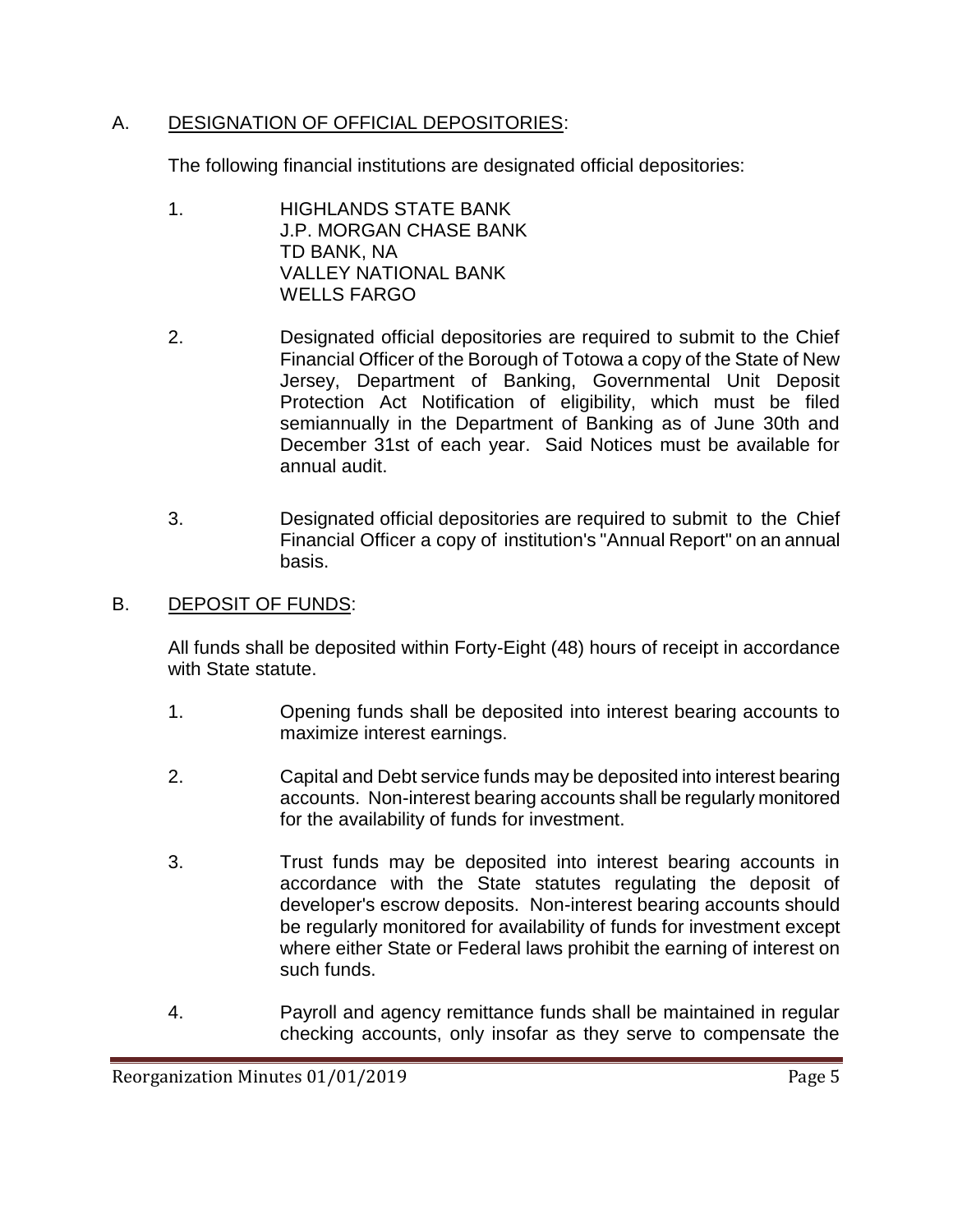A. <u>DESIGNATION OF OFFICIAL DEPOSITORIES</u>:

The following financial institutions are designated official depositories:

1. HIGHLANDS STATE BANK
   J.P. MORGAN CHASE BANK
   TD BANK, NA
   VALLEY NATIONAL BANK
   WELLS FARGO

2. Designated official depositories are required to submit to the Chief Financial Officer of the Borough of Totowa a copy of the State of New Jersey, Department of Banking, Governmental Unit Deposit Protection Act Notification of eligibility, which must be filed semiannually in the Department of Banking as of June 30th and December 31st of each year. Said Notices must be available for annual audit.

3. Designated official depositories are required to submit to the Chief Financial Officer a copy of institution's "Annual Report" on an annual basis.

B. <u>DEPOSIT OF FUNDS</u>:

All funds shall be deposited within Forty-Eight (48) hours of receipt in accordance with State statute.

1. Opening funds shall be deposited into interest bearing accounts to maximize interest earnings.

2. Capital and Debt service funds may be deposited into interest bearing accounts. Non-interest bearing accounts shall be regularly monitored for the availability of funds for investment.

3. Trust funds may be deposited into interest bearing accounts in accordance with the State statutes regulating the deposit of developer's escrow deposits. Non-interest bearing accounts should be regularly monitored for availability of funds for investment except where either State or Federal laws prohibit the earning of interest on such funds.

4. Payroll and agency remittance funds shall be maintained in regular checking accounts, only insofar as they serve to compensate the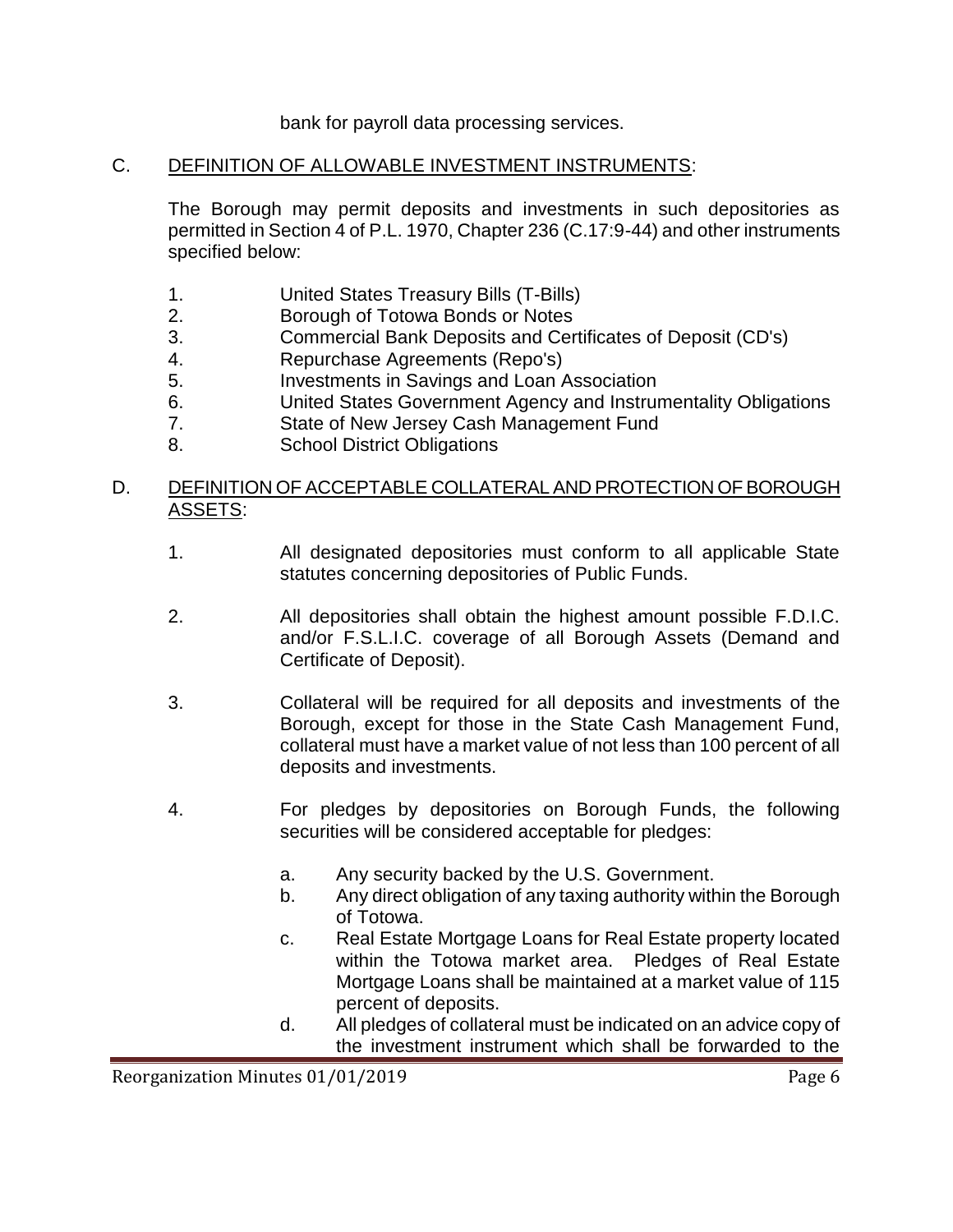bank for payroll data processing services.

C. <u>DEFINITION OF ALLOWABLE INVESTMENT INSTRUMENTS</u>:

The Borough may permit deposits and investments in such depositories as permitted in Section 4 of P.L. 1970, Chapter 236 (C.17:9-44) and other instruments specified below:

1. United States Treasury Bills (T-Bills)
2. Borough of Totowa Bonds or Notes
3. Commercial Bank Deposits and Certificates of Deposit (CD's)
4. Repurchase Agreements (Repo's)
5. Investments in Savings and Loan Association
6. United States Government Agency and Instrumentality Obligations
7. State of New Jersey Cash Management Fund
8. School District Obligations

D. <u>DEFINITION OF ACCEPTABLE COLLATERAL AND PROTECTION OF BOROUGH ASSETS</u>:

1. All designated depositories must conform to all applicable State statutes concerning depositories of Public Funds.

2. All depositories shall obtain the highest amount possible F.D.I.C. and/or F.S.L.I.C. coverage of all Borough Assets (Demand and Certificate of Deposit).

3. Collateral will be required for all deposits and investments of the Borough, except for those in the State Cash Management Fund, collateral must have a market value of not less than 100 percent of all deposits and investments.

4. For pledges by depositories on Borough Funds, the following securities will be considered acceptable for pledges:

   a. Any security backed by the U.S. Government.
   b. Any direct obligation of any taxing authority within the Borough of Totowa.
   c. Real Estate Mortgage Loans for Real Estate property located within the Totowa market area. Pledges of Real Estate Mortgage Loans shall be maintained at a market value of 115 percent of deposits.
   d. All pledges of collateral must be indicated on an advice copy of the investment instrument which shall be forwarded to the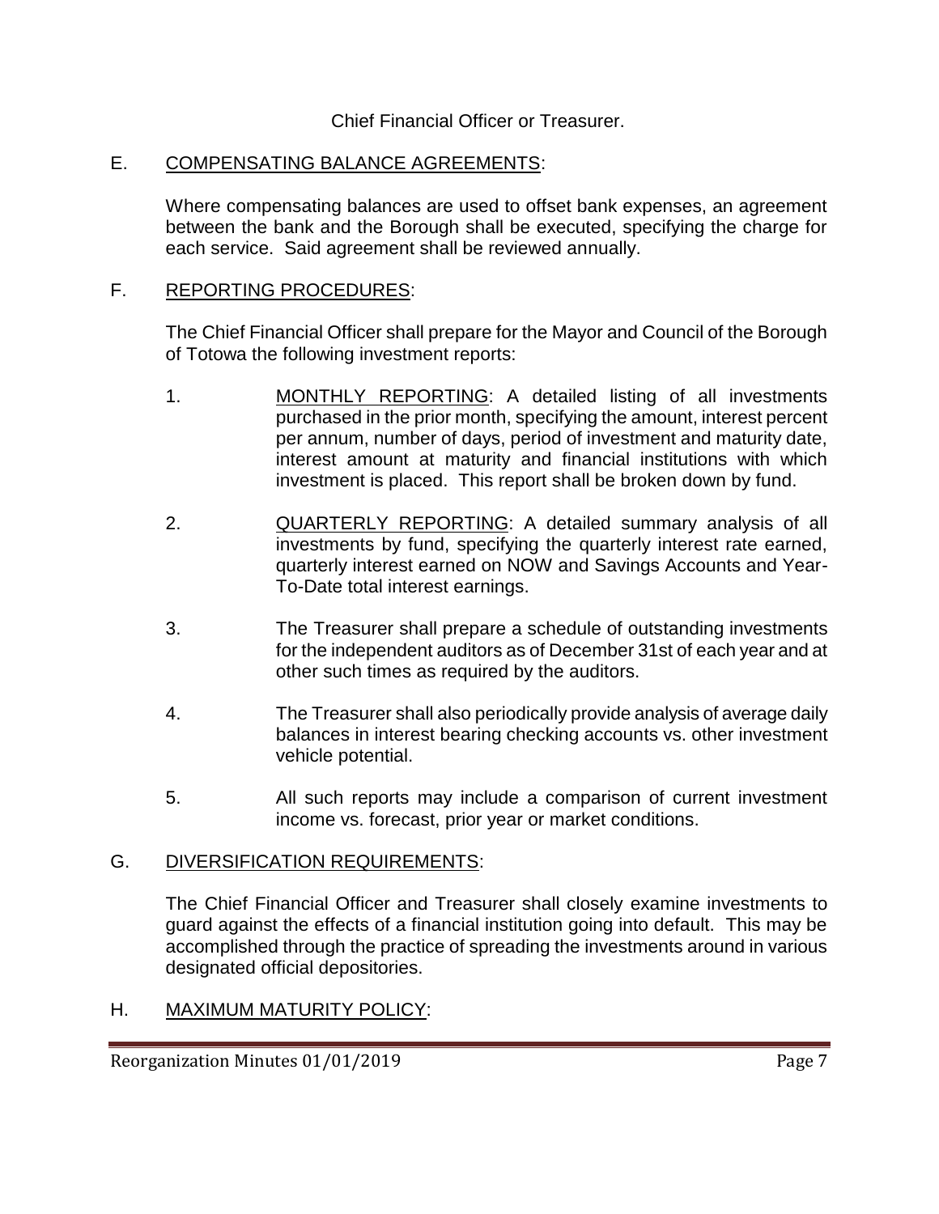Chief Financial Officer or Treasurer.

E. <u>COMPENSATING BALANCE AGREEMENTS</u>:

Where compensating balances are used to offset bank expenses, an agreement between the bank and the Borough shall be executed, specifying the charge for each service. Said agreement shall be reviewed annually.

F. <u>REPORTING PROCEDURES</u>:

The Chief Financial Officer shall prepare for the Mayor and Council of the Borough of Totowa the following investment reports:

1. <u>MONTHLY REPORTING</u>: A detailed listing of all investments purchased in the prior month, specifying the amount, interest percent per annum, number of days, period of investment and maturity date, interest amount at maturity and financial institutions with which investment is placed. This report shall be broken down by fund.

2. <u>QUARTERLY REPORTING</u>: A detailed summary analysis of all investments by fund, specifying the quarterly interest rate earned, quarterly interest earned on NOW and Savings Accounts and Year-To-Date total interest earnings.

3. The Treasurer shall prepare a schedule of outstanding investments for the independent auditors as of December 31st of each year and at other such times as required by the auditors.

4. The Treasurer shall also periodically provide analysis of average daily balances in interest bearing checking accounts vs. other investment vehicle potential.

5. All such reports may include a comparison of current investment income vs. forecast, prior year or market conditions.

G. <u>DIVERSIFICATION REQUIREMENTS</u>:

The Chief Financial Officer and Treasurer shall closely examine investments to guard against the effects of a financial institution going into default. This may be accomplished through the practice of spreading the investments around in various designated official depositories.

H. <u>MAXIMUM MATURITY POLICY</u>: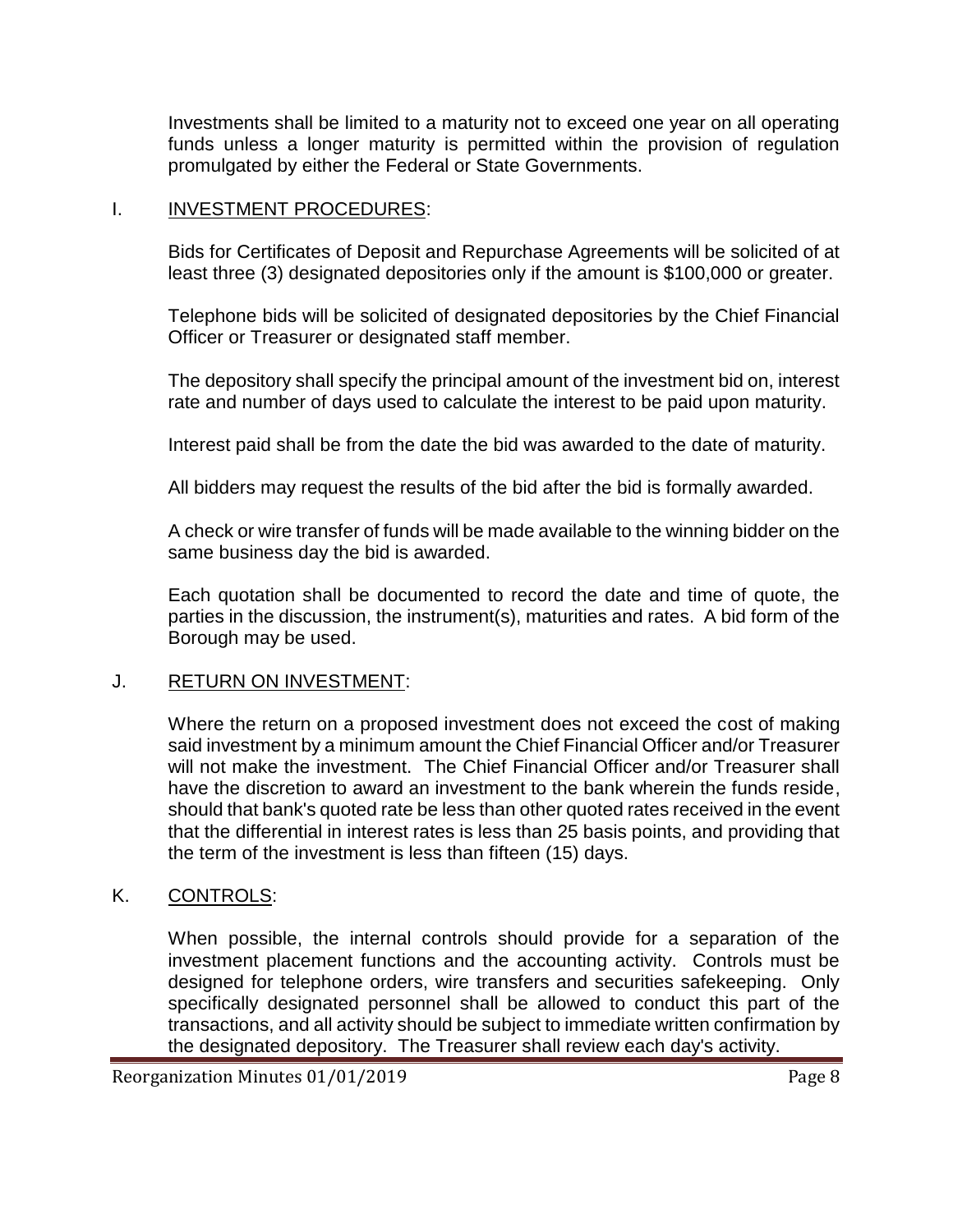Investments shall be limited to a maturity not to exceed one year on all operating funds unless a longer maturity is permitted within the provision of regulation promulgated by either the Federal or State Governments.

## I. <u>INVESTMENT PROCEDURES</u>:

Bids for Certificates of Deposit and Repurchase Agreements will be solicited of at least three (3) designated depositories only if the amount is $100,000 or greater.

Telephone bids will be solicited of designated depositories by the Chief Financial Officer or Treasurer or designated staff member.

The depository shall specify the principal amount of the investment bid on, interest rate and number of days used to calculate the interest to be paid upon maturity.

Interest paid shall be from the date the bid was awarded to the date of maturity.

All bidders may request the results of the bid after the bid is formally awarded.

A check or wire transfer of funds will be made available to the winning bidder on the same business day the bid is awarded.

Each quotation shall be documented to record the date and time of quote, the parties in the discussion, the instrument(s), maturities and rates. A bid form of the Borough may be used.

## J. <u>RETURN ON INVESTMENT</u>:

Where the return on a proposed investment does not exceed the cost of making said investment by a minimum amount the Chief Financial Officer and/or Treasurer will not make the investment. The Chief Financial Officer and/or Treasurer shall have the discretion to award an investment to the bank wherein the funds reside, should that bank's quoted rate be less than other quoted rates received in the event that the differential in interest rates is less than 25 basis points, and providing that the term of the investment is less than fifteen (15) days.

## K. <u>CONTROLS</u>:

When possible, the internal controls should provide for a separation of the investment placement functions and the accounting activity. Controls must be designed for telephone orders, wire transfers and securities safekeeping. Only specifically designated personnel shall be allowed to conduct this part of the transactions, and all activity should be subject to immediate written confirmation by the designated depository. The Treasurer shall review each day's activity.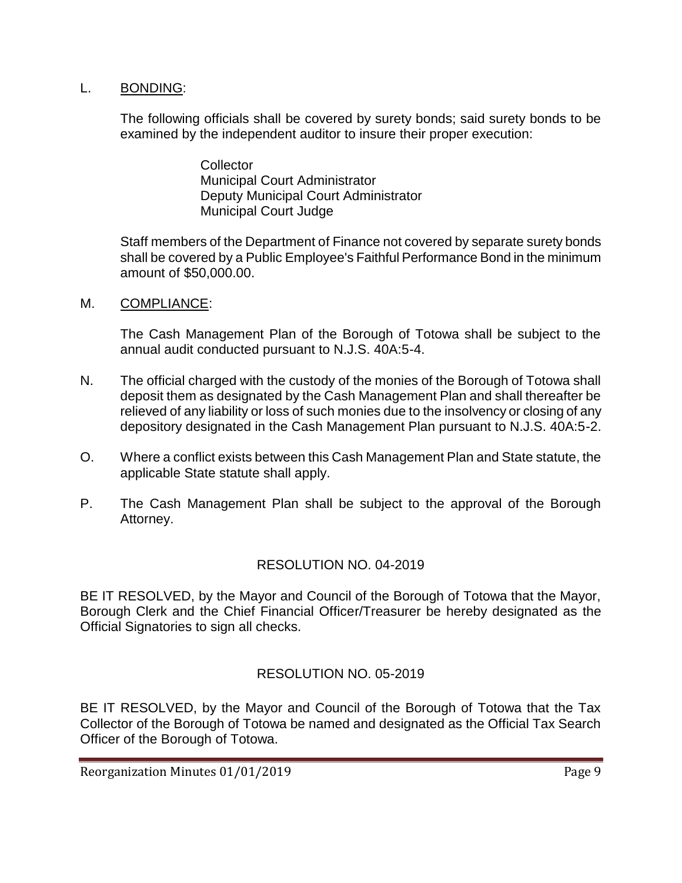L. BONDING:

The following officials shall be covered by surety bonds; said surety bonds to be examined by the independent auditor to insure their proper execution:

Collector
Municipal Court Administrator
Deputy Municipal Court Administrator
Municipal Court Judge

Staff members of the Department of Finance not covered by separate surety bonds shall be covered by a Public Employee's Faithful Performance Bond in the minimum amount of $50,000.00.

M. COMPLIANCE:

The Cash Management Plan of the Borough of Totowa shall be subject to the annual audit conducted pursuant to N.J.S. 40A:5-4.

N. The official charged with the custody of the monies of the Borough of Totowa shall deposit them as designated by the Cash Management Plan and shall thereafter be relieved of any liability or loss of such monies due to the insolvency or closing of any depository designated in the Cash Management Plan pursuant to N.J.S. 40A:5-2.

O. Where a conflict exists between this Cash Management Plan and State statute, the applicable State statute shall apply.

P. The Cash Management Plan shall be subject to the approval of the Borough Attorney.

## RESOLUTION NO. 04-2019

BE IT RESOLVED, by the Mayor and Council of the Borough of Totowa that the Mayor, Borough Clerk and the Chief Financial Officer/Treasurer be hereby designated as the Official Signatories to sign all checks.

## RESOLUTION NO. 05-2019

BE IT RESOLVED, by the Mayor and Council of the Borough of Totowa that the Tax Collector of the Borough of Totowa be named and designated as the Official Tax Search Officer of the Borough of Totowa.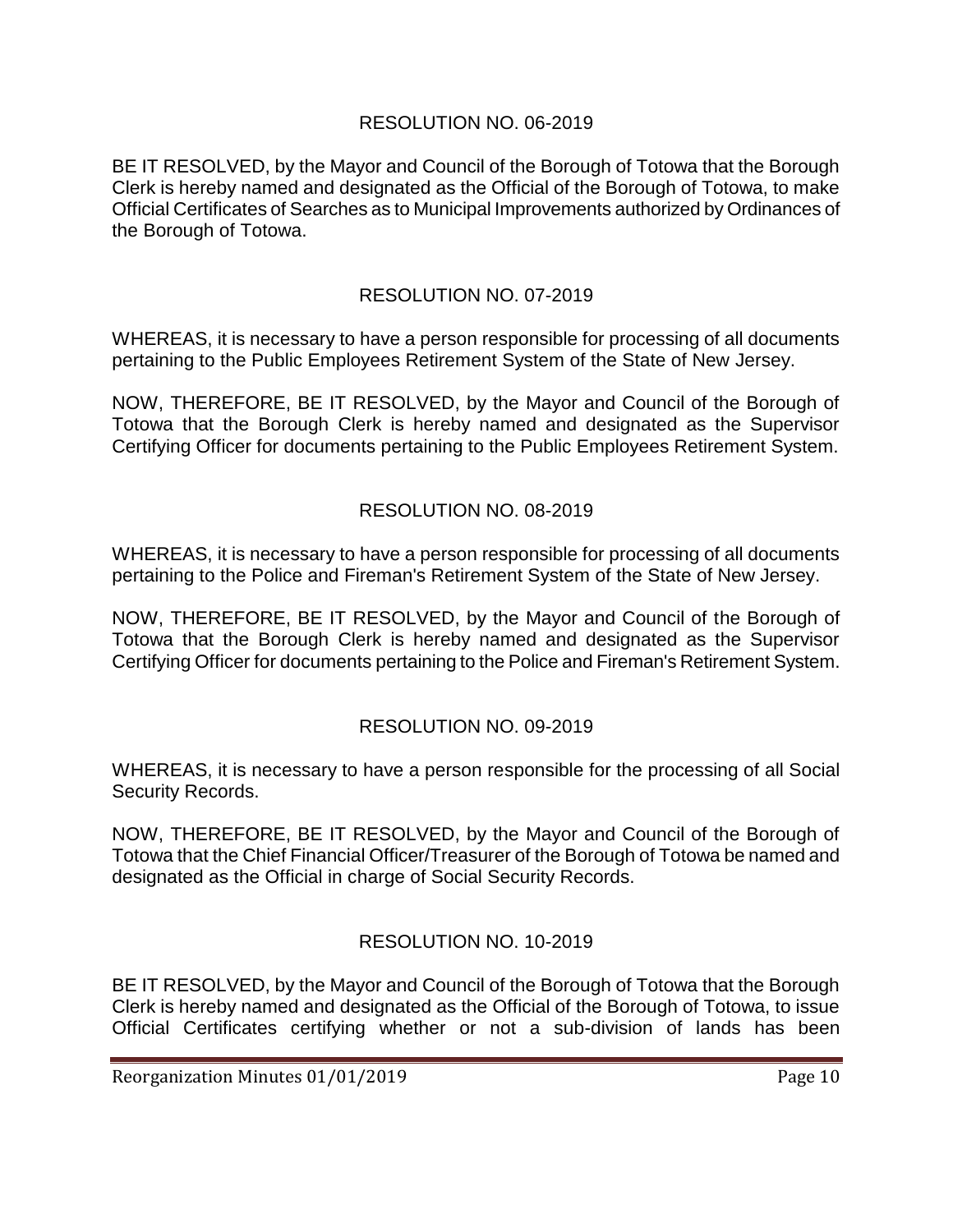### RESOLUTION NO. 06-2019

BE IT RESOLVED, by the Mayor and Council of the Borough of Totowa that the Borough Clerk is hereby named and designated as the Official of the Borough of Totowa, to make Official Certificates of Searches as to Municipal Improvements authorized by Ordinances of the Borough of Totowa.

### RESOLUTION NO. 07-2019

WHEREAS, it is necessary to have a person responsible for processing of all documents pertaining to the Public Employees Retirement System of the State of New Jersey.

NOW, THEREFORE, BE IT RESOLVED, by the Mayor and Council of the Borough of Totowa that the Borough Clerk is hereby named and designated as the Supervisor Certifying Officer for documents pertaining to the Public Employees Retirement System.

### RESOLUTION NO. 08-2019

WHEREAS, it is necessary to have a person responsible for processing of all documents pertaining to the Police and Fireman's Retirement System of the State of New Jersey.

NOW, THEREFORE, BE IT RESOLVED, by the Mayor and Council of the Borough of Totowa that the Borough Clerk is hereby named and designated as the Supervisor Certifying Officer for documents pertaining to the Police and Fireman's Retirement System.

### RESOLUTION NO. 09-2019

WHEREAS, it is necessary to have a person responsible for the processing of all Social Security Records.

NOW, THEREFORE, BE IT RESOLVED, by the Mayor and Council of the Borough of Totowa that the Chief Financial Officer/Treasurer of the Borough of Totowa be named and designated as the Official in charge of Social Security Records.

### RESOLUTION NO. 10-2019

BE IT RESOLVED, by the Mayor and Council of the Borough of Totowa that the Borough Clerk is hereby named and designated as the Official of the Borough of Totowa, to issue Official Certificates certifying whether or not a sub-division of lands has been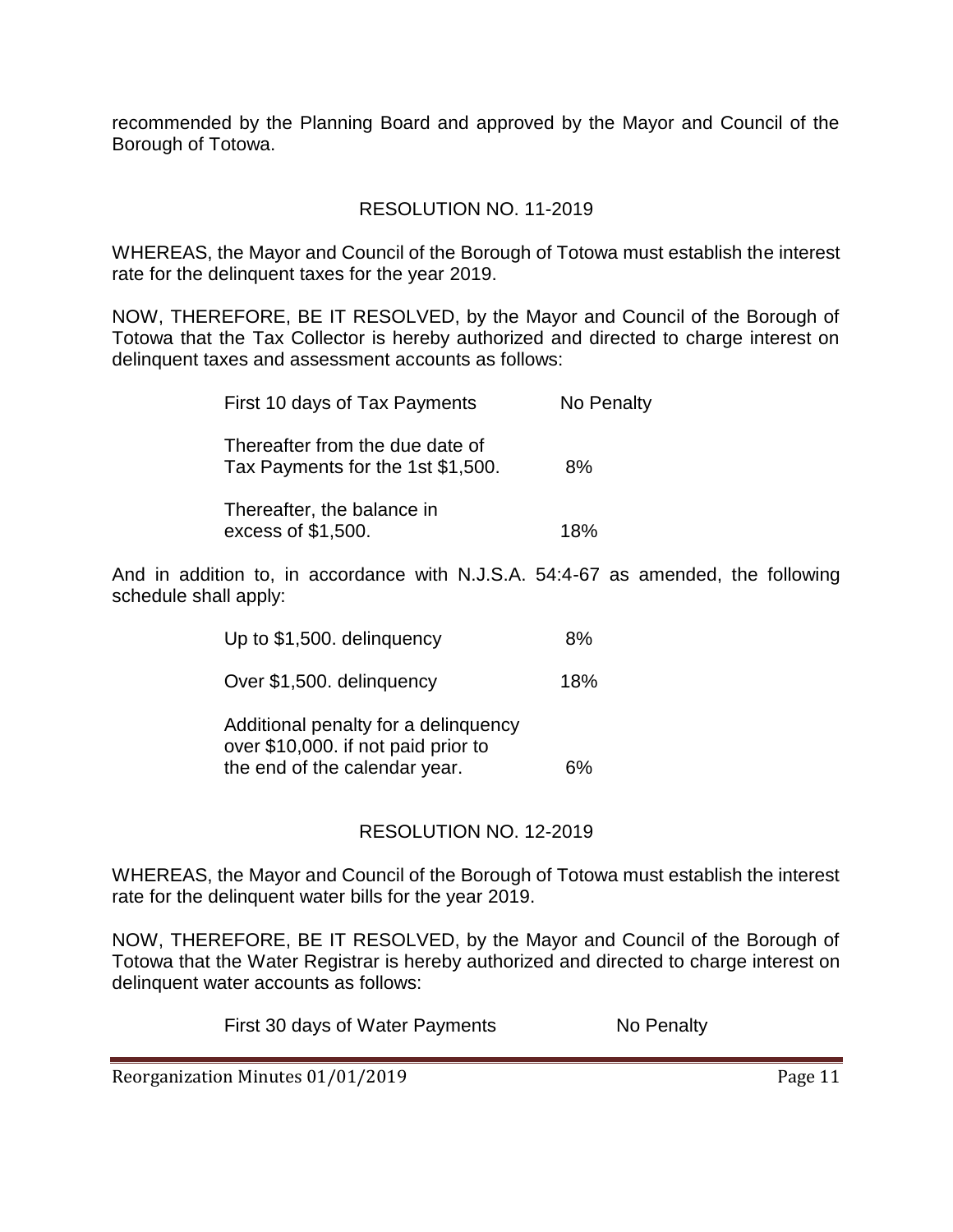recommended by the Planning Board and approved by the Mayor and Council of the Borough of Totowa.

## RESOLUTION NO. 11-2019

WHEREAS, the Mayor and Council of the Borough of Totowa must establish the interest rate for the delinquent taxes for the year 2019.

NOW, THEREFORE, BE IT RESOLVED, by the Mayor and Council of the Borough of Totowa that the Tax Collector is hereby authorized and directed to charge interest on delinquent taxes and assessment accounts as follows:

| | |
|---|---|
| First 10 days of Tax Payments | No Penalty |
| Thereafter from the due date of Tax Payments for the 1st $1,500. | 8% |
| Thereafter, the balance in excess of $1,500. | 18% |

And in addition to, in accordance with N.J.S.A. 54:4-67 as amended, the following schedule shall apply:

| | |
|---|---|
| Up to $1,500. delinquency | 8% |
| Over $1,500. delinquency | 18% |
| Additional penalty for a delinquency over $10,000. if not paid prior to the end of the calendar year. | 6% |

## RESOLUTION NO. 12-2019

WHEREAS, the Mayor and Council of the Borough of Totowa must establish the interest rate for the delinquent water bills for the year 2019.

NOW, THEREFORE, BE IT RESOLVED, by the Mayor and Council of the Borough of Totowa that the Water Registrar is hereby authorized and directed to charge interest on delinquent water accounts as follows:

| | |
|---|---|
| First 30 days of Water Payments | No Penalty |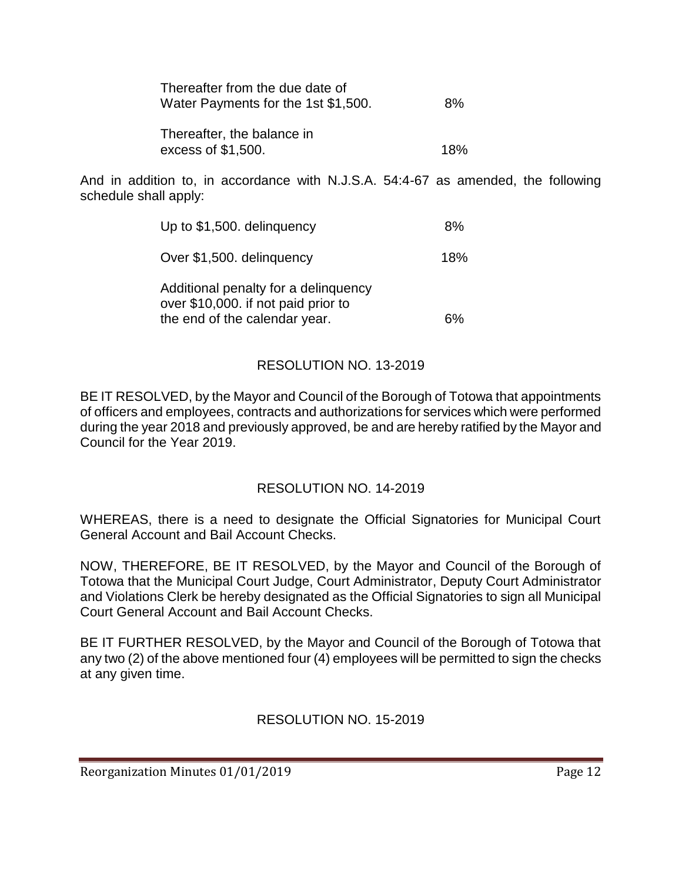| | |
|---|---|
| Thereafter from the due date of Water Payments for the 1st $1,500. | 8% |
| Thereafter, the balance in excess of $1,500. | 18% |

And in addition to, in accordance with N.J.S.A. 54:4-67 as amended, the following schedule shall apply:

| | |
|---|---|
| Up to $1,500. delinquency | 8% |
| Over $1,500. delinquency | 18% |
| Additional penalty for a delinquency over $10,000. if not paid prior to the end of the calendar year. | 6% |

## RESOLUTION NO. 13-2019

BE IT RESOLVED, by the Mayor and Council of the Borough of Totowa that appointments of officers and employees, contracts and authorizations for services which were performed during the year 2018 and previously approved, be and are hereby ratified by the Mayor and Council for the Year 2019.

## RESOLUTION NO. 14-2019

WHEREAS, there is a need to designate the Official Signatories for Municipal Court General Account and Bail Account Checks.

NOW, THEREFORE, BE IT RESOLVED, by the Mayor and Council of the Borough of Totowa that the Municipal Court Judge, Court Administrator, Deputy Court Administrator and Violations Clerk be hereby designated as the Official Signatories to sign all Municipal Court General Account and Bail Account Checks.

BE IT FURTHER RESOLVED, by the Mayor and Council of the Borough of Totowa that any two (2) of the above mentioned four (4) employees will be permitted to sign the checks at any given time.

## RESOLUTION NO. 15-2019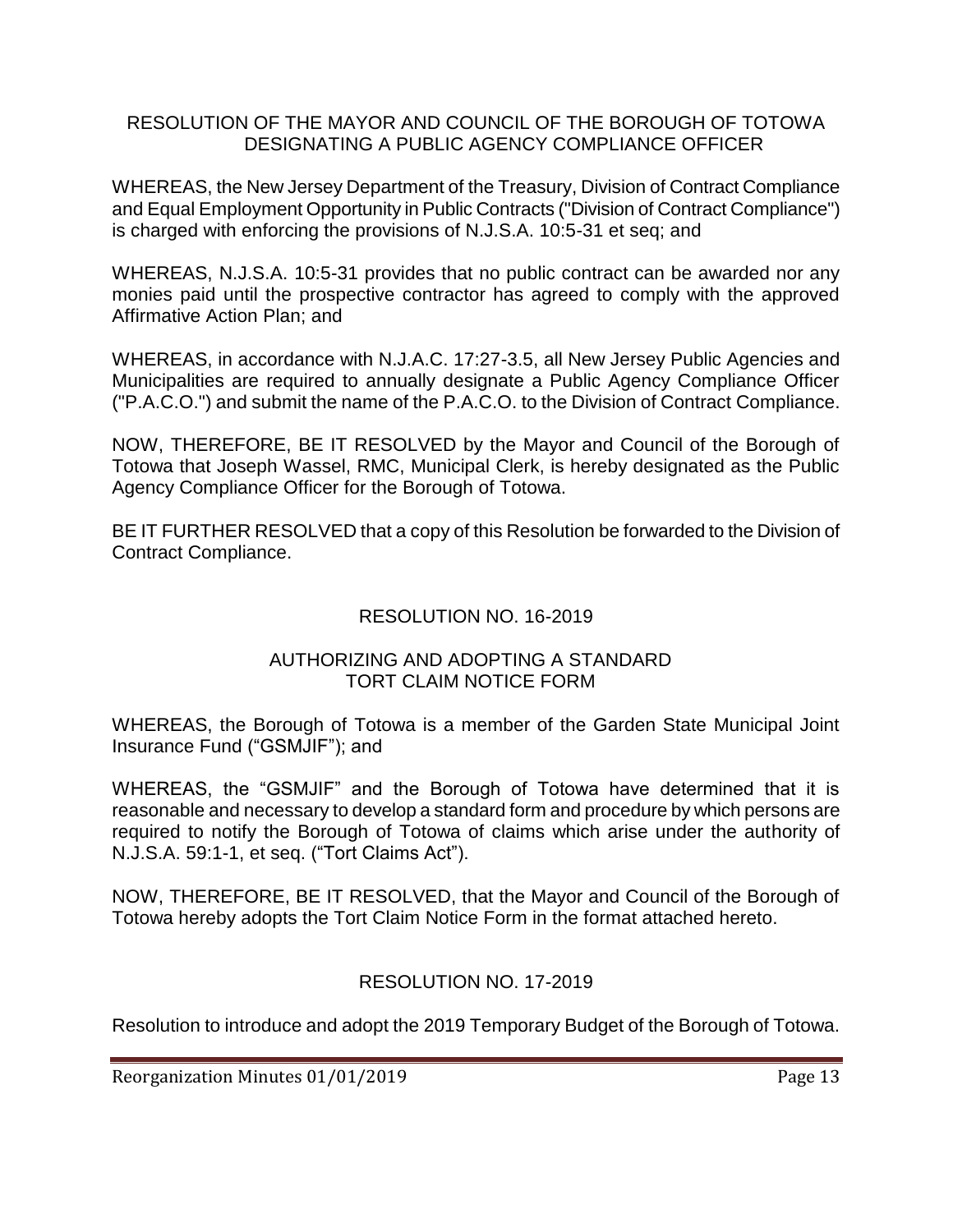RESOLUTION OF THE MAYOR AND COUNCIL OF THE BOROUGH OF TOTOWA DESIGNATING A PUBLIC AGENCY COMPLIANCE OFFICER

WHEREAS, the New Jersey Department of the Treasury, Division of Contract Compliance and Equal Employment Opportunity in Public Contracts ("Division of Contract Compliance") is charged with enforcing the provisions of N.J.S.A. 10:5-31 et seq; and

WHEREAS, N.J.S.A. 10:5-31 provides that no public contract can be awarded nor any monies paid until the prospective contractor has agreed to comply with the approved Affirmative Action Plan; and

WHEREAS, in accordance with N.J.A.C. 17:27-3.5, all New Jersey Public Agencies and Municipalities are required to annually designate a Public Agency Compliance Officer ("P.A.C.O.") and submit the name of the P.A.C.O. to the Division of Contract Compliance.

NOW, THEREFORE, BE IT RESOLVED by the Mayor and Council of the Borough of Totowa that Joseph Wassel, RMC, Municipal Clerk, is hereby designated as the Public Agency Compliance Officer for the Borough of Totowa.

BE IT FURTHER RESOLVED that a copy of this Resolution be forwarded to the Division of Contract Compliance.

RESOLUTION NO. 16-2019

AUTHORIZING AND ADOPTING A STANDARD TORT CLAIM NOTICE FORM

WHEREAS, the Borough of Totowa is a member of the Garden State Municipal Joint Insurance Fund ("GSMJIF"); and

WHEREAS, the "GSMJIF" and the Borough of Totowa have determined that it is reasonable and necessary to develop a standard form and procedure by which persons are required to notify the Borough of Totowa of claims which arise under the authority of N.J.S.A. 59:1-1, et seq. ("Tort Claims Act").

NOW, THEREFORE, BE IT RESOLVED, that the Mayor and Council of the Borough of Totowa hereby adopts the Tort Claim Notice Form in the format attached hereto.

RESOLUTION NO. 17-2019

Resolution to introduce and adopt the 2019 Temporary Budget of the Borough of Totowa.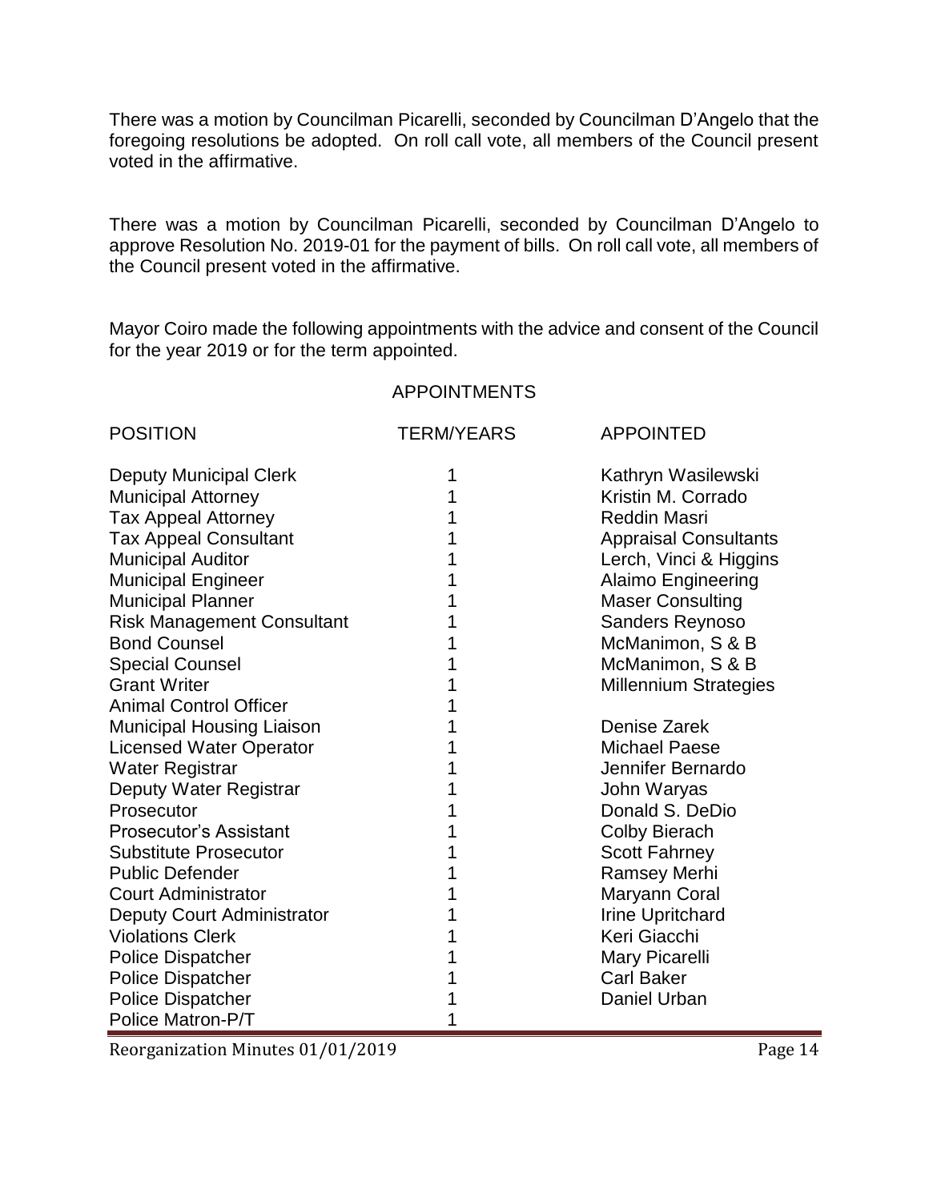There was a motion by Councilman Picarelli, seconded by Councilman D'Angelo that the foregoing resolutions be adopted. On roll call vote, all members of the Council present voted in the affirmative.

There was a motion by Councilman Picarelli, seconded by Councilman D'Angelo to approve Resolution No. 2019-01 for the payment of bills. On roll call vote, all members of the Council present voted in the affirmative.

Mayor Coiro made the following appointments with the advice and consent of the Council for the year 2019 or for the term appointed.

## APPOINTMENTS

| POSITION | TERM/YEARS | APPOINTED |
|---|---|---|
| Deputy Municipal Clerk | 1 | Kathryn Wasilewski |
| Municipal Attorney | 1 | Kristin M. Corrado |
| Tax Appeal Attorney | 1 | Reddin Masri |
| Tax Appeal Consultant | 1 | Appraisal Consultants |
| Municipal Auditor | 1 | Lerch, Vinci & Higgins |
| Municipal Engineer | 1 | Alaimo Engineering |
| Municipal Planner | 1 | Maser Consulting |
| Risk Management Consultant | 1 | Sanders Reynoso |
| Bond Counsel | 1 | McManimon, S & B |
| Special Counsel | 1 | McManimon, S & B |
| Grant Writer | 1 | Millennium Strategies |
| Animal Control Officer | 1 | |
| Municipal Housing Liaison | 1 | Denise Zarek |
| Licensed Water Operator | 1 | Michael Paese |
| Water Registrar | 1 | Jennifer Bernardo |
| Deputy Water Registrar | 1 | John Waryas |
| Prosecutor | 1 | Donald S. DeDio |
| Prosecutor's Assistant | 1 | Colby Bierach |
| Substitute Prosecutor | 1 | Scott Fahrney |
| Public Defender | 1 | Ramsey Merhi |
| Court Administrator | 1 | Maryann Coral |
| Deputy Court Administrator | 1 | Irine Upritchard |
| Violations Clerk | 1 | Keri Giacchi |
| Police Dispatcher | 1 | Mary Picarelli |
| Police Dispatcher | 1 | Carl Baker |
| Police Dispatcher | 1 | Daniel Urban |
| Police Matron-P/T | 1 | |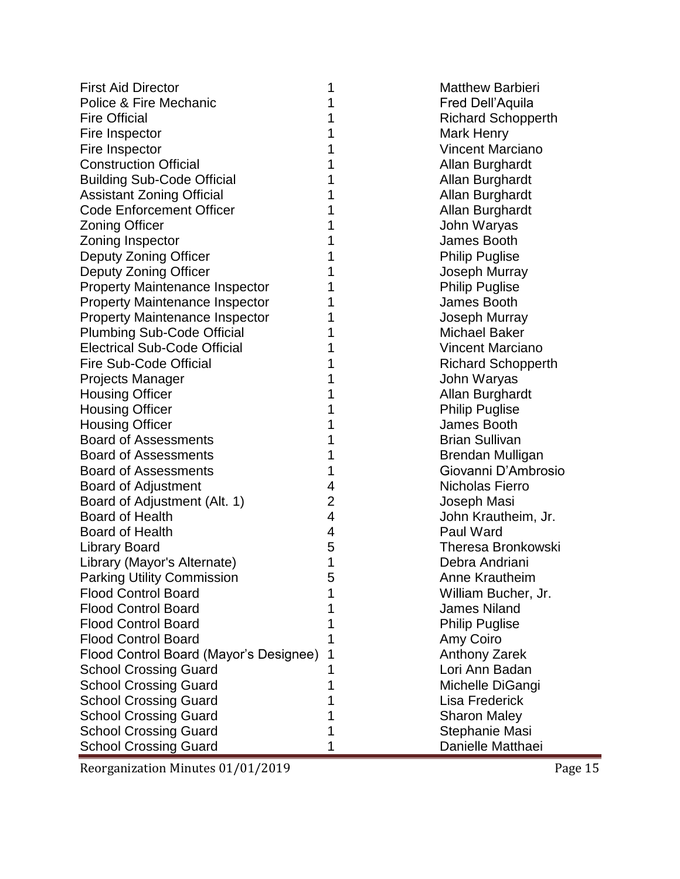| | | |
|---|---|---|
| First Aid Director | 1 | Matthew Barbieri |
| Police & Fire Mechanic | 1 | Fred Dell'Aquila |
| Fire Official | 1 | Richard Schopperth |
| Fire Inspector | 1 | Mark Henry |
| Fire Inspector | 1 | Vincent Marciano |
| Construction Official | 1 | Allan Burghardt |
| Building Sub-Code Official | 1 | Allan Burghardt |
| Assistant Zoning Official | 1 | Allan Burghardt |
| Code Enforcement Officer | 1 | Allan Burghardt |
| Zoning Officer | 1 | John Waryas |
| Zoning Inspector | 1 | James Booth |
| Deputy Zoning Officer | 1 | Philip Puglise |
| Deputy Zoning Officer | 1 | Joseph Murray |
| Property Maintenance Inspector | 1 | Philip Puglise |
| Property Maintenance Inspector | 1 | James Booth |
| Property Maintenance Inspector | 1 | Joseph Murray |
| Plumbing Sub-Code Official | 1 | Michael Baker |
| Electrical Sub-Code Official | 1 | Vincent Marciano |
| Fire Sub-Code Official | 1 | Richard Schopperth |
| Projects Manager | 1 | John Waryas |
| Housing Officer | 1 | Allan Burghardt |
| Housing Officer | 1 | Philip Puglise |
| Housing Officer | 1 | James Booth |
| Board of Assessments | 1 | Brian Sullivan |
| Board of Assessments | 1 | Brendan Mulligan |
| Board of Assessments | 1 | Giovanni D'Ambrosio |
| Board of Adjustment | 4 | Nicholas Fierro |
| Board of Adjustment (Alt. 1) | 2 | Joseph Masi |
| Board of Health | 4 | John Krautheim, Jr. |
| Board of Health | 4 | Paul Ward |
| Library Board | 5 | Theresa Bronkowski |
| Library (Mayor's Alternate) | 1 | Debra Andriani |
| Parking Utility Commission | 5 | Anne Krautheim |
| Flood Control Board | 1 | William Bucher, Jr. |
| Flood Control Board | 1 | James Niland |
| Flood Control Board | 1 | Philip Puglise |
| Flood Control Board | 1 | Amy Coiro |
| Flood Control Board (Mayor's Designee) | 1 | Anthony Zarek |
| School Crossing Guard | 1 | Lori Ann Badan |
| School Crossing Guard | 1 | Michelle DiGangi |
| School Crossing Guard | 1 | Lisa Frederick |
| School Crossing Guard | 1 | Sharon Maley |
| School Crossing Guard | 1 | Stephanie Masi |
| School Crossing Guard | 1 | Danielle Matthaei |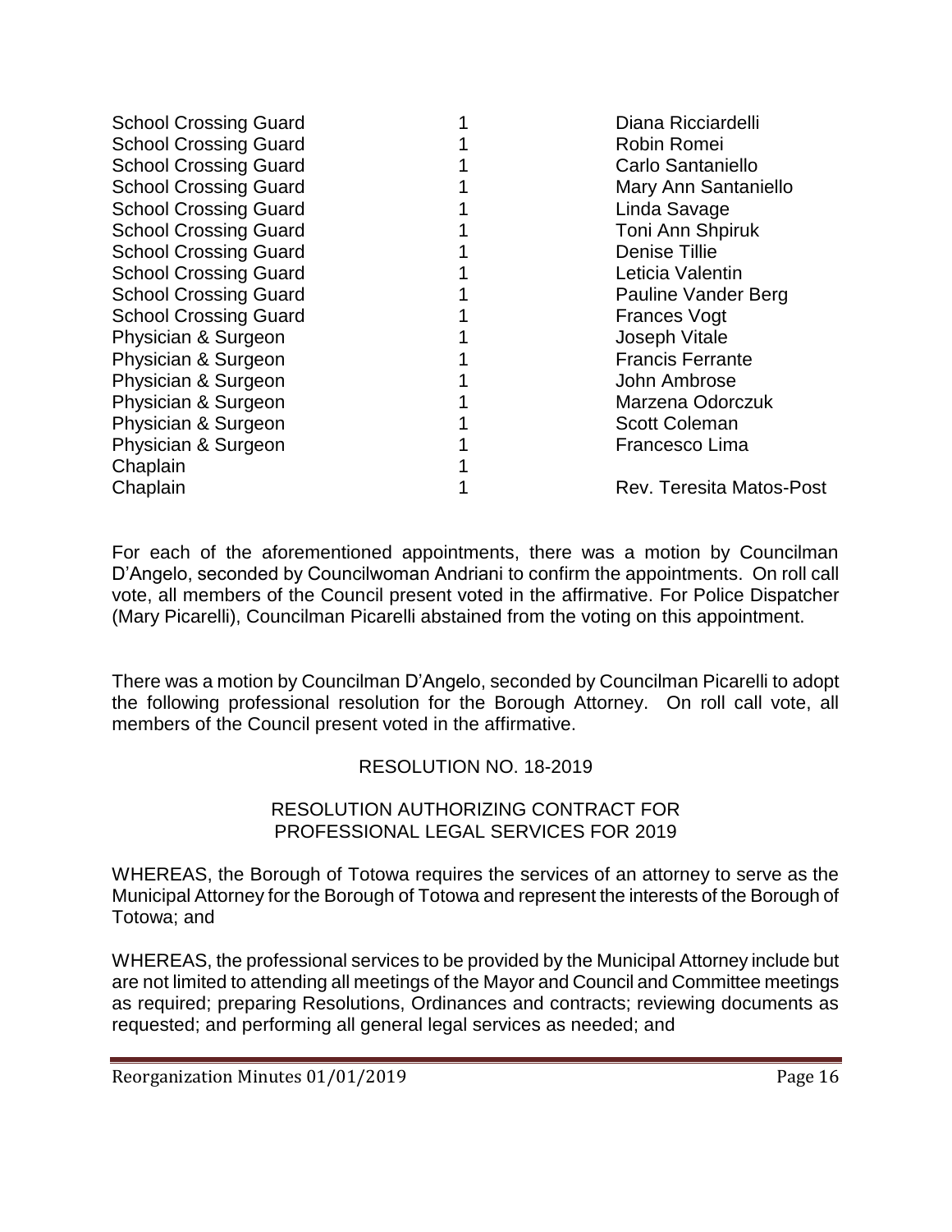| | | |
|---|---|---|
| School Crossing Guard | 1 | Diana Ricciardelli |
| School Crossing Guard | 1 | Robin Romei |
| School Crossing Guard | 1 | Carlo Santaniello |
| School Crossing Guard | 1 | Mary Ann Santaniello |
| School Crossing Guard | 1 | Linda Savage |
| School Crossing Guard | 1 | Toni Ann Shpiruk |
| School Crossing Guard | 1 | Denise Tillie |
| School Crossing Guard | 1 | Leticia Valentin |
| School Crossing Guard | 1 | Pauline Vander Berg |
| School Crossing Guard | 1 | Frances Vogt |
| Physician & Surgeon | 1 | Joseph Vitale |
| Physician & Surgeon | 1 | Francis Ferrante |
| Physician & Surgeon | 1 | John Ambrose |
| Physician & Surgeon | 1 | Marzena Odorczuk |
| Physician & Surgeon | 1 | Scott Coleman |
| Physician & Surgeon | 1 | Francesco Lima |
| Chaplain | 1 | |
| Chaplain | 1 | Rev. Teresita Matos-Post |

For each of the aforementioned appointments, there was a motion by Councilman D'Angelo, seconded by Councilwoman Andriani to confirm the appointments. On roll call vote, all members of the Council present voted in the affirmative. For Police Dispatcher (Mary Picarelli), Councilman Picarelli abstained from the voting on this appointment.

There was a motion by Councilman D'Angelo, seconded by Councilman Picarelli to adopt the following professional resolution for the Borough Attorney. On roll call vote, all members of the Council present voted in the affirmative.

RESOLUTION NO. 18-2019

RESOLUTION AUTHORIZING CONTRACT FOR PROFESSIONAL LEGAL SERVICES FOR 2019

WHEREAS, the Borough of Totowa requires the services of an attorney to serve as the Municipal Attorney for the Borough of Totowa and represent the interests of the Borough of Totowa; and

WHEREAS, the professional services to be provided by the Municipal Attorney include but are not limited to attending all meetings of the Mayor and Council and Committee meetings as required; preparing Resolutions, Ordinances and contracts; reviewing documents as requested; and performing all general legal services as needed; and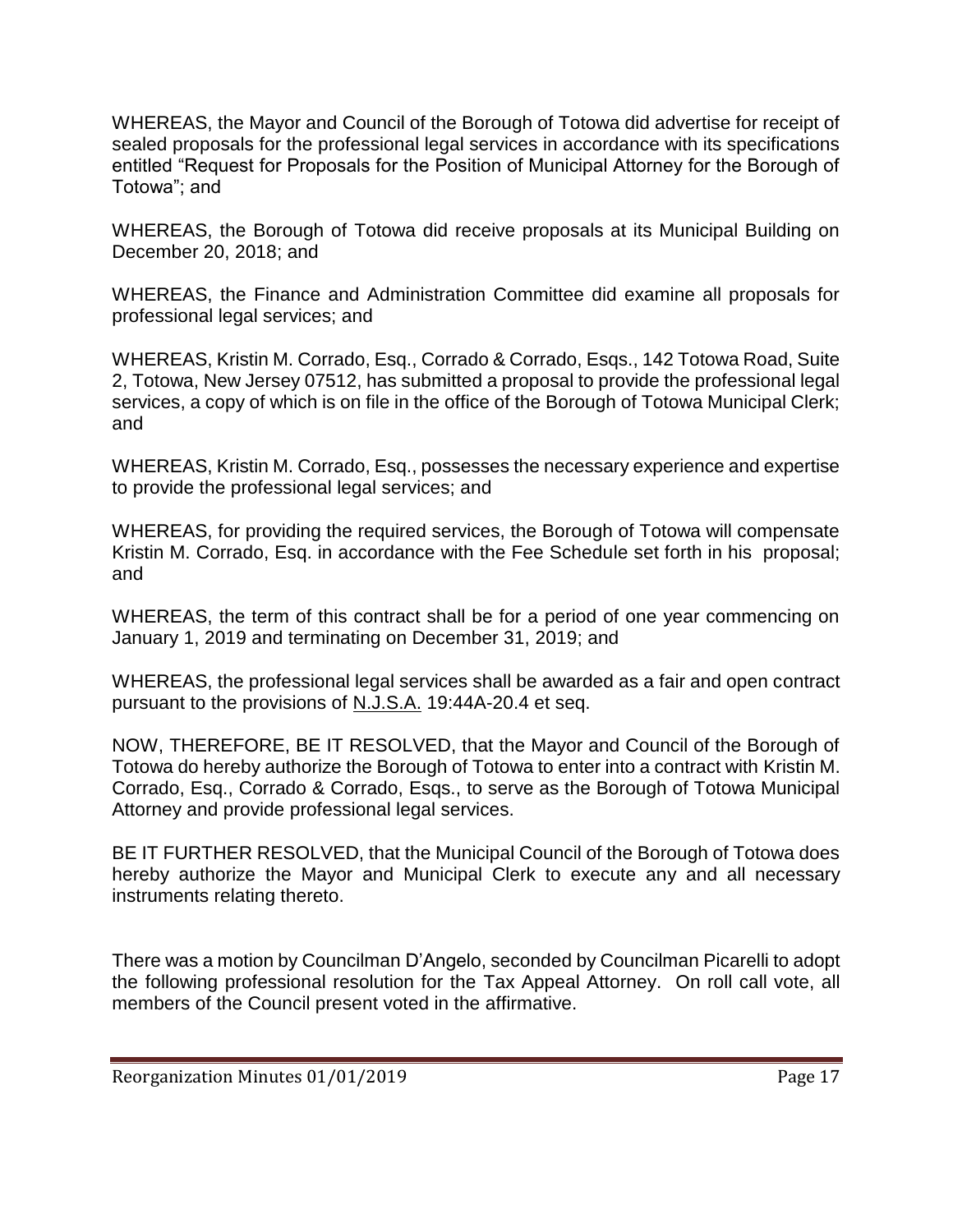WHEREAS, the Mayor and Council of the Borough of Totowa did advertise for receipt of sealed proposals for the professional legal services in accordance with its specifications entitled "Request for Proposals for the Position of Municipal Attorney for the Borough of Totowa"; and

WHEREAS, the Borough of Totowa did receive proposals at its Municipal Building on December 20, 2018; and

WHEREAS, the Finance and Administration Committee did examine all proposals for professional legal services; and

WHEREAS, Kristin M. Corrado, Esq., Corrado & Corrado, Esqs., 142 Totowa Road, Suite 2, Totowa, New Jersey 07512, has submitted a proposal to provide the professional legal services, a copy of which is on file in the office of the Borough of Totowa Municipal Clerk; and

WHEREAS, Kristin M. Corrado, Esq., possesses the necessary experience and expertise to provide the professional legal services; and

WHEREAS, for providing the required services, the Borough of Totowa will compensate Kristin M. Corrado, Esq. in accordance with the Fee Schedule set forth in his proposal; and

WHEREAS, the term of this contract shall be for a period of one year commencing on January 1, 2019 and terminating on December 31, 2019; and

WHEREAS, the professional legal services shall be awarded as a fair and open contract pursuant to the provisions of <u>N.J.S.A.</u> 19:44A-20.4 et seq.

NOW, THEREFORE, BE IT RESOLVED, that the Mayor and Council of the Borough of Totowa do hereby authorize the Borough of Totowa to enter into a contract with Kristin M. Corrado, Esq., Corrado & Corrado, Esqs., to serve as the Borough of Totowa Municipal Attorney and provide professional legal services.

BE IT FURTHER RESOLVED, that the Municipal Council of the Borough of Totowa does hereby authorize the Mayor and Municipal Clerk to execute any and all necessary instruments relating thereto.

There was a motion by Councilman D'Angelo, seconded by Councilman Picarelli to adopt the following professional resolution for the Tax Appeal Attorney. On roll call vote, all members of the Council present voted in the affirmative.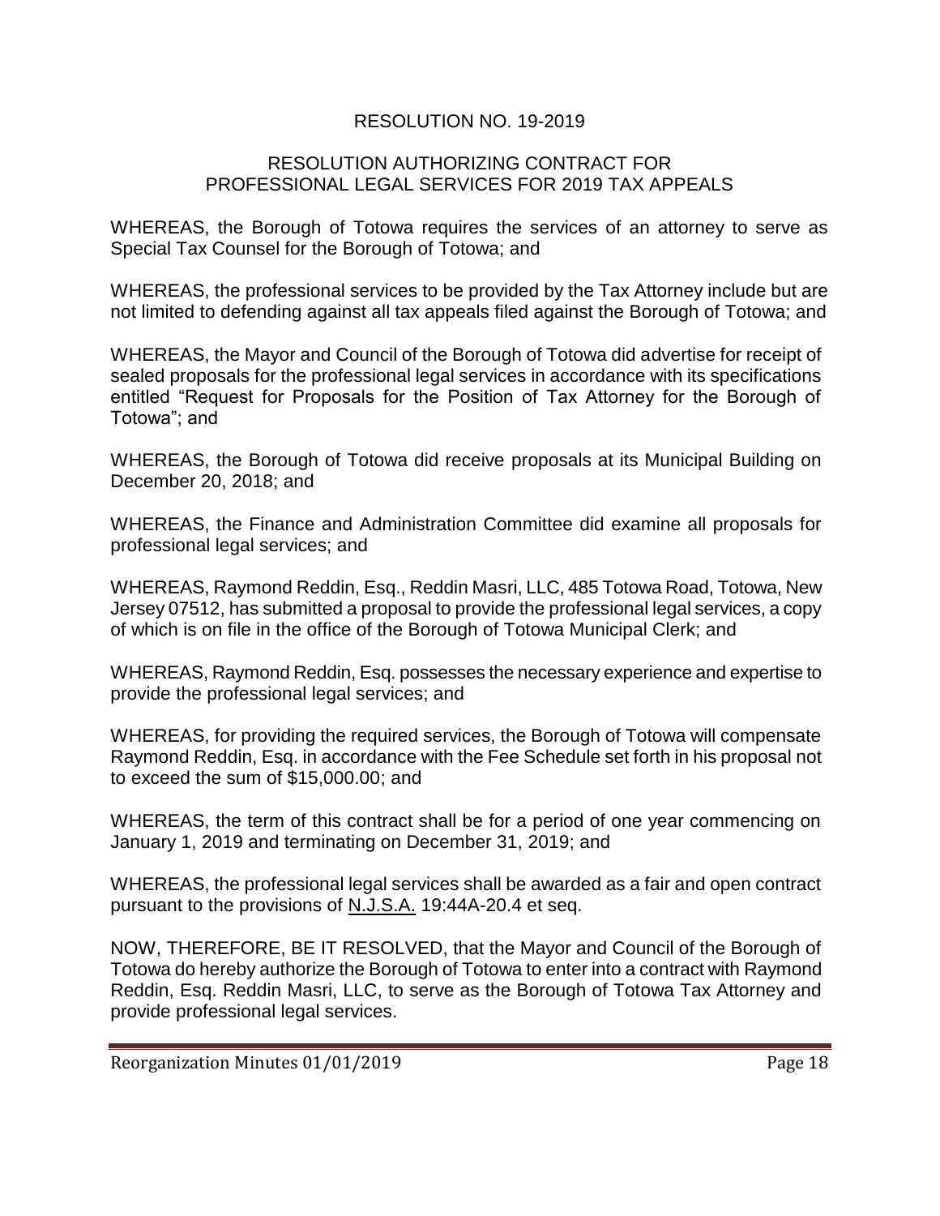## RESOLUTION NO. 19-2019

### RESOLUTION AUTHORIZING CONTRACT FOR PROFESSIONAL LEGAL SERVICES FOR 2019 TAX APPEALS

WHEREAS, the Borough of Totowa requires the services of an attorney to serve as Special Tax Counsel for the Borough of Totowa; and

WHEREAS, the professional services to be provided by the Tax Attorney include but are not limited to defending against all tax appeals filed against the Borough of Totowa; and

WHEREAS, the Mayor and Council of the Borough of Totowa did advertise for receipt of sealed proposals for the professional legal services in accordance with its specifications entitled "Request for Proposals for the Position of Tax Attorney for the Borough of Totowa"; and

WHEREAS, the Borough of Totowa did receive proposals at its Municipal Building on December 20, 2018; and

WHEREAS, the Finance and Administration Committee did examine all proposals for professional legal services; and

WHEREAS, Raymond Reddin, Esq., Reddin Masri, LLC, 485 Totowa Road, Totowa, New Jersey 07512, has submitted a proposal to provide the professional legal services, a copy of which is on file in the office of the Borough of Totowa Municipal Clerk; and

WHEREAS, Raymond Reddin, Esq. possesses the necessary experience and expertise to provide the professional legal services; and

WHEREAS, for providing the required services, the Borough of Totowa will compensate Raymond Reddin, Esq. in accordance with the Fee Schedule set forth in his proposal not to exceed the sum of $15,000.00; and

WHEREAS, the term of this contract shall be for a period of one year commencing on January 1, 2019 and terminating on December 31, 2019; and

WHEREAS, the professional legal services shall be awarded as a fair and open contract pursuant to the provisions of N.J.S.A. 19:44A-20.4 et seq.

NOW, THEREFORE, BE IT RESOLVED, that the Mayor and Council of the Borough of Totowa do hereby authorize the Borough of Totowa to enter into a contract with Raymond Reddin, Esq. Reddin Masri, LLC, to serve as the Borough of Totowa Tax Attorney and provide professional legal services.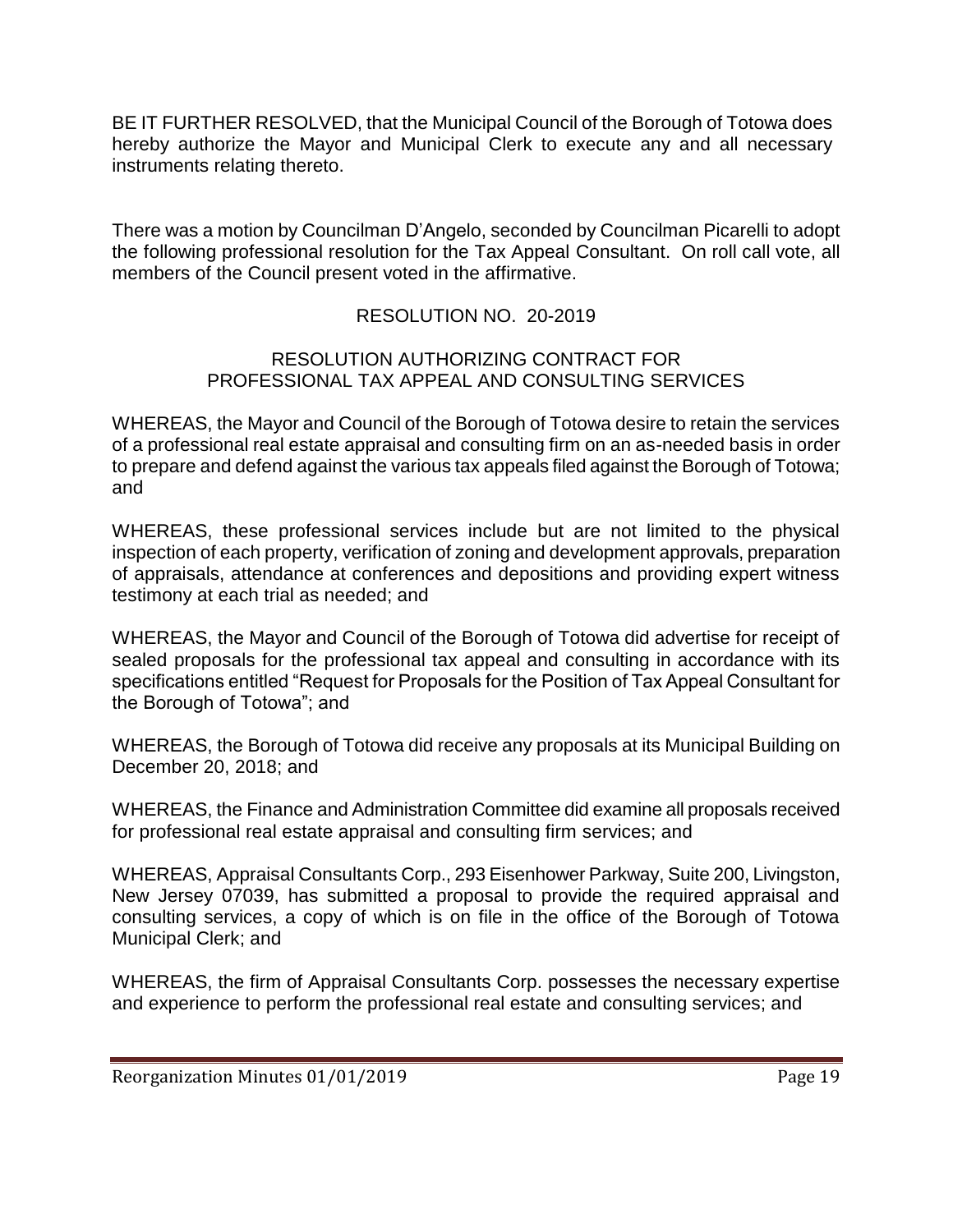BE IT FURTHER RESOLVED, that the Municipal Council of the Borough of Totowa does hereby authorize the Mayor and Municipal Clerk to execute any and all necessary instruments relating thereto.

There was a motion by Councilman D'Angelo, seconded by Councilman Picarelli to adopt the following professional resolution for the Tax Appeal Consultant. On roll call vote, all members of the Council present voted in the affirmative.

RESOLUTION NO. 20-2019

RESOLUTION AUTHORIZING CONTRACT FOR
PROFESSIONAL TAX APPEAL AND CONSULTING SERVICES

WHEREAS, the Mayor and Council of the Borough of Totowa desire to retain the services of a professional real estate appraisal and consulting firm on an as-needed basis in order to prepare and defend against the various tax appeals filed against the Borough of Totowa; and

WHEREAS, these professional services include but are not limited to the physical inspection of each property, verification of zoning and development approvals, preparation of appraisals, attendance at conferences and depositions and providing expert witness testimony at each trial as needed; and

WHEREAS, the Mayor and Council of the Borough of Totowa did advertise for receipt of sealed proposals for the professional tax appeal and consulting in accordance with its specifications entitled "Request for Proposals for the Position of Tax Appeal Consultant for the Borough of Totowa"; and

WHEREAS, the Borough of Totowa did receive any proposals at its Municipal Building on December 20, 2018; and

WHEREAS, the Finance and Administration Committee did examine all proposals received for professional real estate appraisal and consulting firm services; and

WHEREAS, Appraisal Consultants Corp., 293 Eisenhower Parkway, Suite 200, Livingston, New Jersey 07039, has submitted a proposal to provide the required appraisal and consulting services, a copy of which is on file in the office of the Borough of Totowa Municipal Clerk; and

WHEREAS, the firm of Appraisal Consultants Corp. possesses the necessary expertise and experience to perform the professional real estate and consulting services; and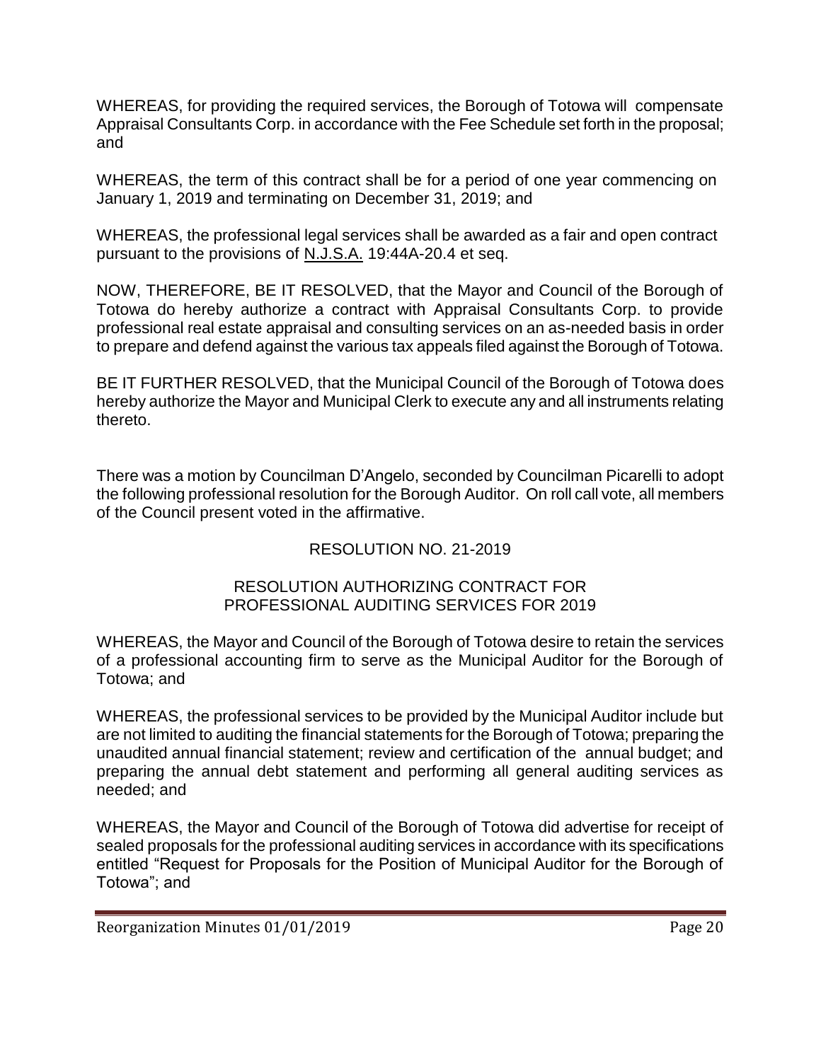WHEREAS, for providing the required services, the Borough of Totowa will compensate Appraisal Consultants Corp. in accordance with the Fee Schedule set forth in the proposal; and

WHEREAS, the term of this contract shall be for a period of one year commencing on January 1, 2019 and terminating on December 31, 2019; and

WHEREAS, the professional legal services shall be awarded as a fair and open contract pursuant to the provisions of N.J.S.A. 19:44A-20.4 et seq.

NOW, THEREFORE, BE IT RESOLVED, that the Mayor and Council of the Borough of Totowa do hereby authorize a contract with Appraisal Consultants Corp. to provide professional real estate appraisal and consulting services on an as-needed basis in order to prepare and defend against the various tax appeals filed against the Borough of Totowa.

BE IT FURTHER RESOLVED, that the Municipal Council of the Borough of Totowa does hereby authorize the Mayor and Municipal Clerk to execute any and all instruments relating thereto.

There was a motion by Councilman D'Angelo, seconded by Councilman Picarelli to adopt the following professional resolution for the Borough Auditor. On roll call vote, all members of the Council present voted in the affirmative.

RESOLUTION NO. 21-2019

RESOLUTION AUTHORIZING CONTRACT FOR PROFESSIONAL AUDITING SERVICES FOR 2019

WHEREAS, the Mayor and Council of the Borough of Totowa desire to retain the services of a professional accounting firm to serve as the Municipal Auditor for the Borough of Totowa; and

WHEREAS, the professional services to be provided by the Municipal Auditor include but are not limited to auditing the financial statements for the Borough of Totowa; preparing the unaudited annual financial statement; review and certification of the annual budget; and preparing the annual debt statement and performing all general auditing services as needed; and

WHEREAS, the Mayor and Council of the Borough of Totowa did advertise for receipt of sealed proposals for the professional auditing services in accordance with its specifications entitled "Request for Proposals for the Position of Municipal Auditor for the Borough of Totowa"; and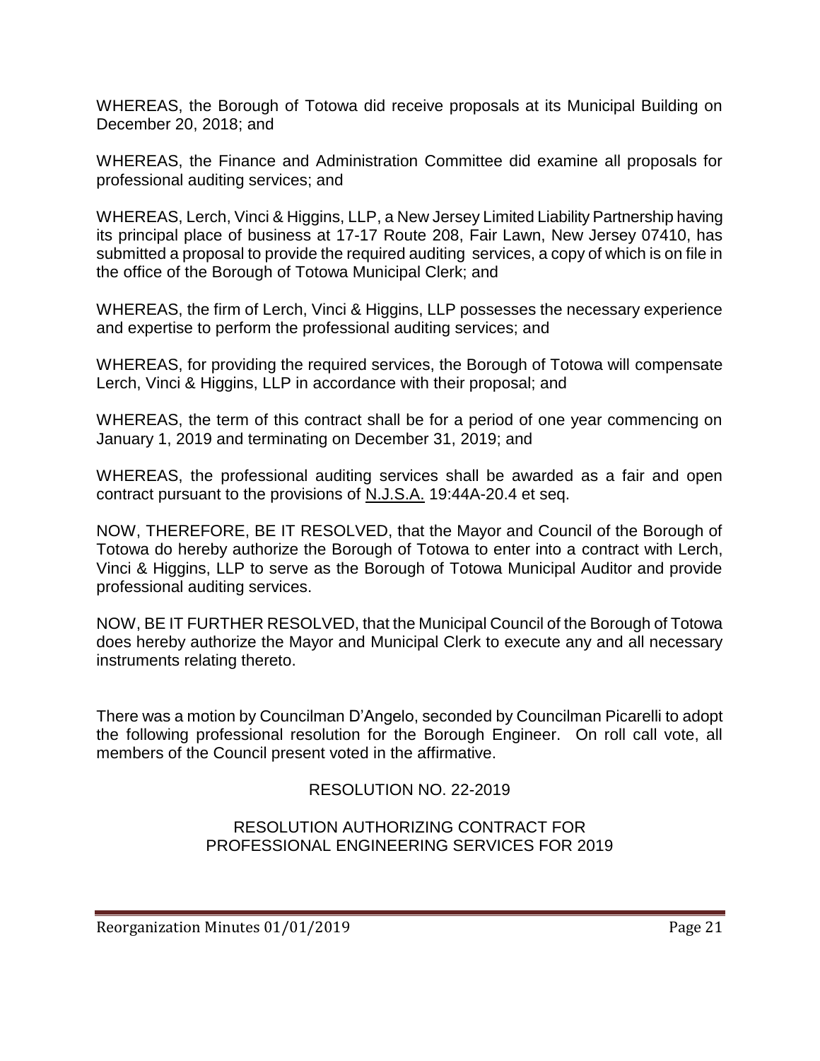WHEREAS, the Borough of Totowa did receive proposals at its Municipal Building on December 20, 2018; and

WHEREAS, the Finance and Administration Committee did examine all proposals for professional auditing services; and

WHEREAS, Lerch, Vinci & Higgins, LLP, a New Jersey Limited Liability Partnership having its principal place of business at 17-17 Route 208, Fair Lawn, New Jersey 07410, has submitted a proposal to provide the required auditing services, a copy of which is on file in the office of the Borough of Totowa Municipal Clerk; and

WHEREAS, the firm of Lerch, Vinci & Higgins, LLP possesses the necessary experience and expertise to perform the professional auditing services; and

WHEREAS, for providing the required services, the Borough of Totowa will compensate Lerch, Vinci & Higgins, LLP in accordance with their proposal; and

WHEREAS, the term of this contract shall be for a period of one year commencing on January 1, 2019 and terminating on December 31, 2019; and

WHEREAS, the professional auditing services shall be awarded as a fair and open contract pursuant to the provisions of N.J.S.A. 19:44A-20.4 et seq.

NOW, THEREFORE, BE IT RESOLVED, that the Mayor and Council of the Borough of Totowa do hereby authorize the Borough of Totowa to enter into a contract with Lerch, Vinci & Higgins, LLP to serve as the Borough of Totowa Municipal Auditor and provide professional auditing services.

NOW, BE IT FURTHER RESOLVED, that the Municipal Council of the Borough of Totowa does hereby authorize the Mayor and Municipal Clerk to execute any and all necessary instruments relating thereto.

There was a motion by Councilman D'Angelo, seconded by Councilman Picarelli to adopt the following professional resolution for the Borough Engineer. On roll call vote, all members of the Council present voted in the affirmative.

RESOLUTION NO. 22-2019

RESOLUTION AUTHORIZING CONTRACT FOR PROFESSIONAL ENGINEERING SERVICES FOR 2019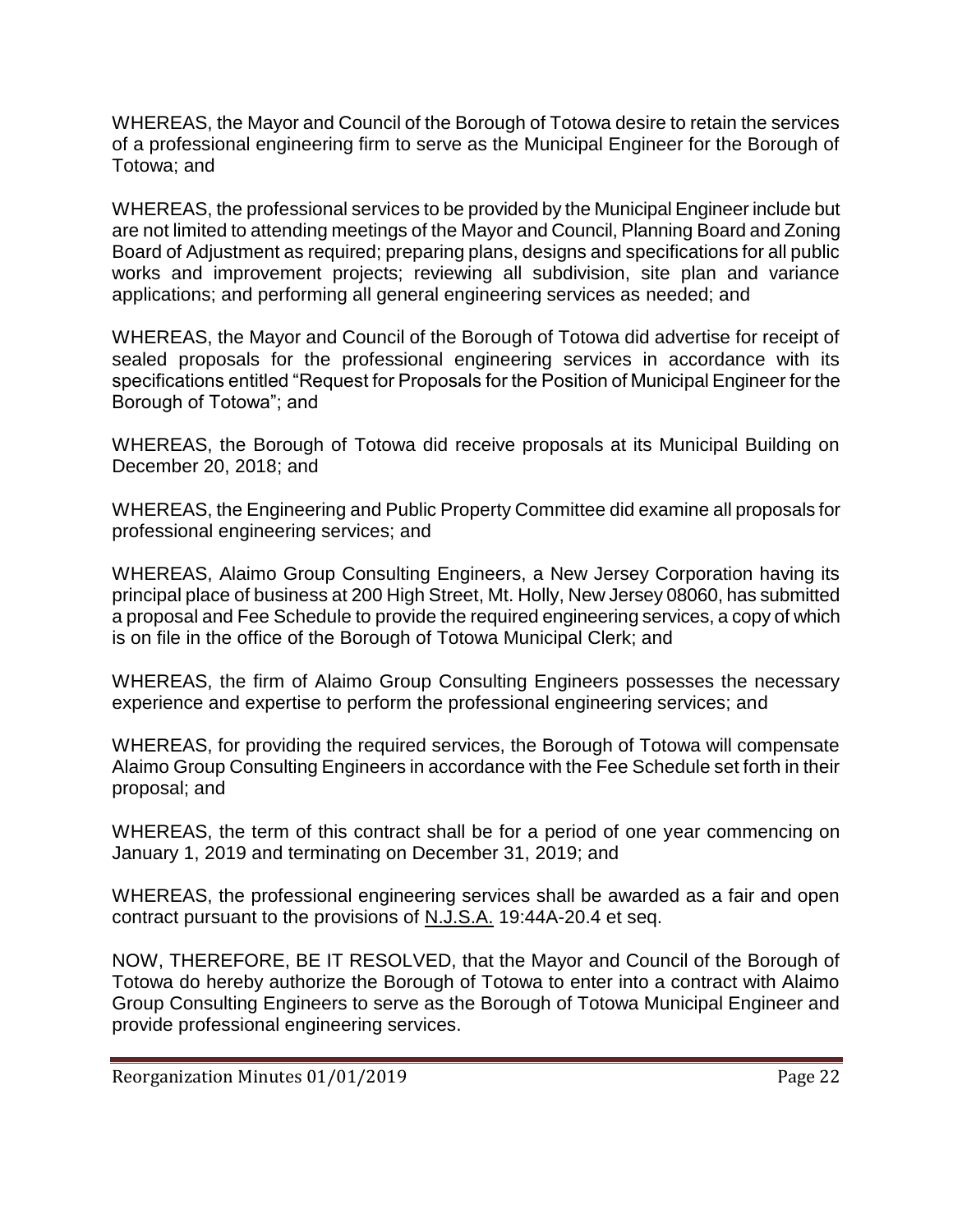WHEREAS, the Mayor and Council of the Borough of Totowa desire to retain the services of a professional engineering firm to serve as the Municipal Engineer for the Borough of Totowa; and

WHEREAS, the professional services to be provided by the Municipal Engineer include but are not limited to attending meetings of the Mayor and Council, Planning Board and Zoning Board of Adjustment as required; preparing plans, designs and specifications for all public works and improvement projects; reviewing all subdivision, site plan and variance applications; and performing all general engineering services as needed; and

WHEREAS, the Mayor and Council of the Borough of Totowa did advertise for receipt of sealed proposals for the professional engineering services in accordance with its specifications entitled "Request for Proposals for the Position of Municipal Engineer for the Borough of Totowa"; and

WHEREAS, the Borough of Totowa did receive proposals at its Municipal Building on December 20, 2018; and

WHEREAS, the Engineering and Public Property Committee did examine all proposals for professional engineering services; and

WHEREAS, Alaimo Group Consulting Engineers, a New Jersey Corporation having its principal place of business at 200 High Street, Mt. Holly, New Jersey 08060, has submitted a proposal and Fee Schedule to provide the required engineering services, a copy of which is on file in the office of the Borough of Totowa Municipal Clerk; and

WHEREAS, the firm of Alaimo Group Consulting Engineers possesses the necessary experience and expertise to perform the professional engineering services; and

WHEREAS, for providing the required services, the Borough of Totowa will compensate Alaimo Group Consulting Engineers in accordance with the Fee Schedule set forth in their proposal; and

WHEREAS, the term of this contract shall be for a period of one year commencing on January 1, 2019 and terminating on December 31, 2019; and

WHEREAS, the professional engineering services shall be awarded as a fair and open contract pursuant to the provisions of N.J.S.A. 19:44A-20.4 et seq.

NOW, THEREFORE, BE IT RESOLVED, that the Mayor and Council of the Borough of Totowa do hereby authorize the Borough of Totowa to enter into a contract with Alaimo Group Consulting Engineers to serve as the Borough of Totowa Municipal Engineer and provide professional engineering services.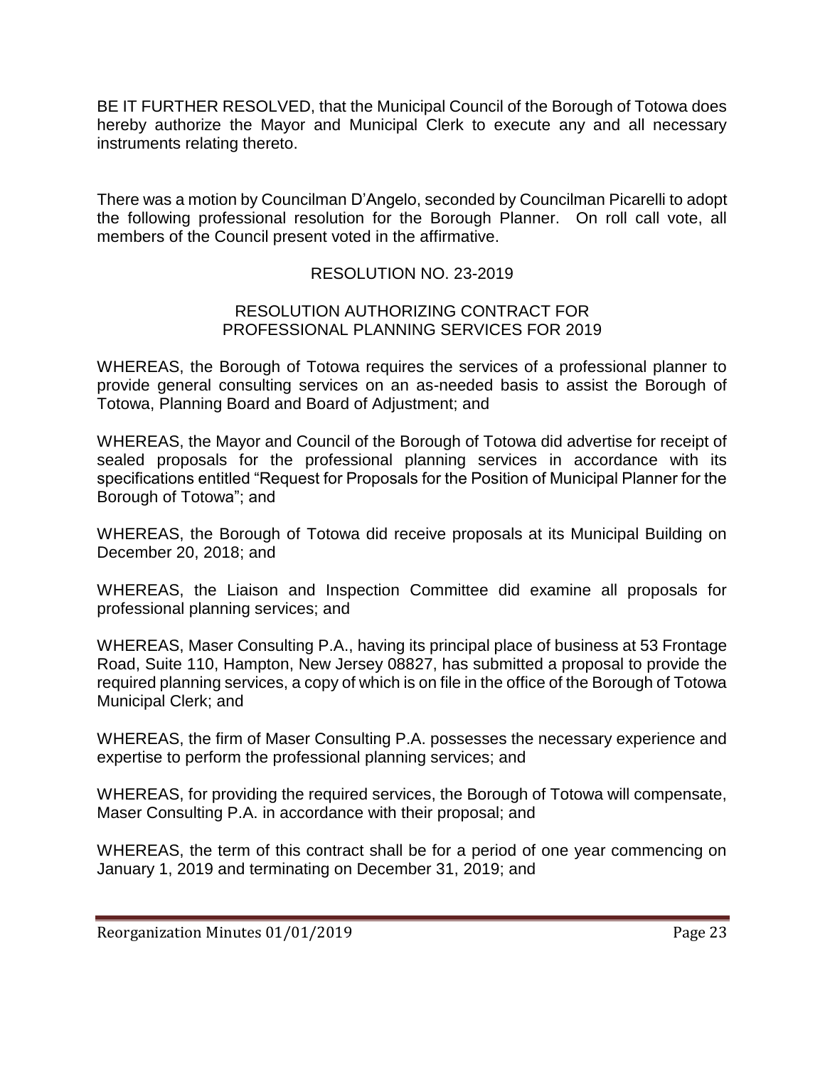BE IT FURTHER RESOLVED, that the Municipal Council of the Borough of Totowa does hereby authorize the Mayor and Municipal Clerk to execute any and all necessary instruments relating thereto.

There was a motion by Councilman D'Angelo, seconded by Councilman Picarelli to adopt the following professional resolution for the Borough Planner. On roll call vote, all members of the Council present voted in the affirmative.

RESOLUTION NO. 23-2019

RESOLUTION AUTHORIZING CONTRACT FOR PROFESSIONAL PLANNING SERVICES FOR 2019

WHEREAS, the Borough of Totowa requires the services of a professional planner to provide general consulting services on an as-needed basis to assist the Borough of Totowa, Planning Board and Board of Adjustment; and

WHEREAS, the Mayor and Council of the Borough of Totowa did advertise for receipt of sealed proposals for the professional planning services in accordance with its specifications entitled "Request for Proposals for the Position of Municipal Planner for the Borough of Totowa"; and

WHEREAS, the Borough of Totowa did receive proposals at its Municipal Building on December 20, 2018; and

WHEREAS, the Liaison and Inspection Committee did examine all proposals for professional planning services; and

WHEREAS, Maser Consulting P.A., having its principal place of business at 53 Frontage Road, Suite 110, Hampton, New Jersey 08827, has submitted a proposal to provide the required planning services, a copy of which is on file in the office of the Borough of Totowa Municipal Clerk; and

WHEREAS, the firm of Maser Consulting P.A. possesses the necessary experience and expertise to perform the professional planning services; and

WHEREAS, for providing the required services, the Borough of Totowa will compensate, Maser Consulting P.A. in accordance with their proposal; and

WHEREAS, the term of this contract shall be for a period of one year commencing on January 1, 2019 and terminating on December 31, 2019; and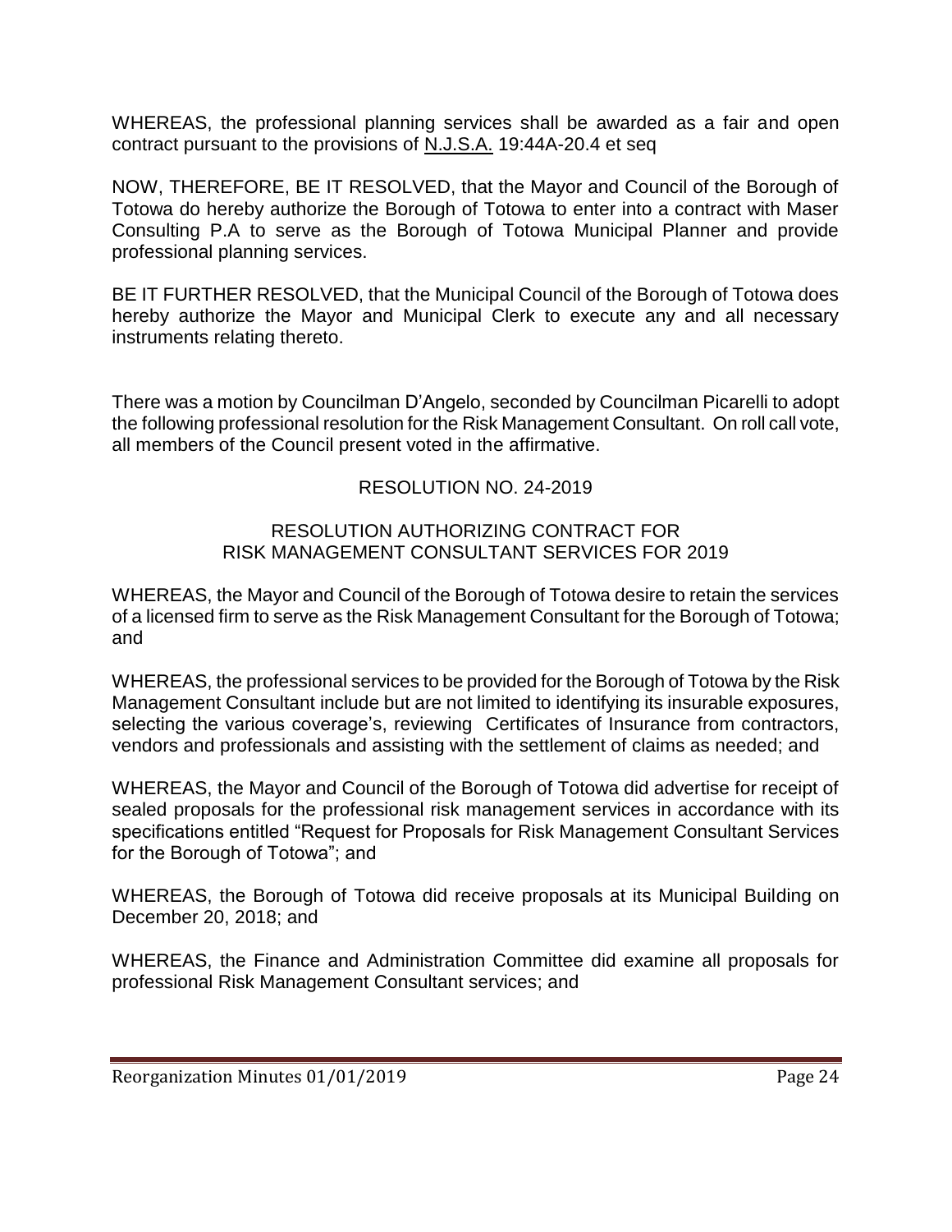WHEREAS, the professional planning services shall be awarded as a fair and open contract pursuant to the provisions of N.J.S.A. 19:44A-20.4 et seq

NOW, THEREFORE, BE IT RESOLVED, that the Mayor and Council of the Borough of Totowa do hereby authorize the Borough of Totowa to enter into a contract with Maser Consulting P.A to serve as the Borough of Totowa Municipal Planner and provide professional planning services.

BE IT FURTHER RESOLVED, that the Municipal Council of the Borough of Totowa does hereby authorize the Mayor and Municipal Clerk to execute any and all necessary instruments relating thereto.

There was a motion by Councilman D'Angelo, seconded by Councilman Picarelli to adopt the following professional resolution for the Risk Management Consultant. On roll call vote, all members of the Council present voted in the affirmative.

RESOLUTION NO. 24-2019

RESOLUTION AUTHORIZING CONTRACT FOR
RISK MANAGEMENT CONSULTANT SERVICES FOR 2019

WHEREAS, the Mayor and Council of the Borough of Totowa desire to retain the services of a licensed firm to serve as the Risk Management Consultant for the Borough of Totowa; and

WHEREAS, the professional services to be provided for the Borough of Totowa by the Risk Management Consultant include but are not limited to identifying its insurable exposures, selecting the various coverage's, reviewing Certificates of Insurance from contractors, vendors and professionals and assisting with the settlement of claims as needed; and

WHEREAS, the Mayor and Council of the Borough of Totowa did advertise for receipt of sealed proposals for the professional risk management services in accordance with its specifications entitled "Request for Proposals for Risk Management Consultant Services for the Borough of Totowa"; and

WHEREAS, the Borough of Totowa did receive proposals at its Municipal Building on December 20, 2018; and

WHEREAS, the Finance and Administration Committee did examine all proposals for professional Risk Management Consultant services; and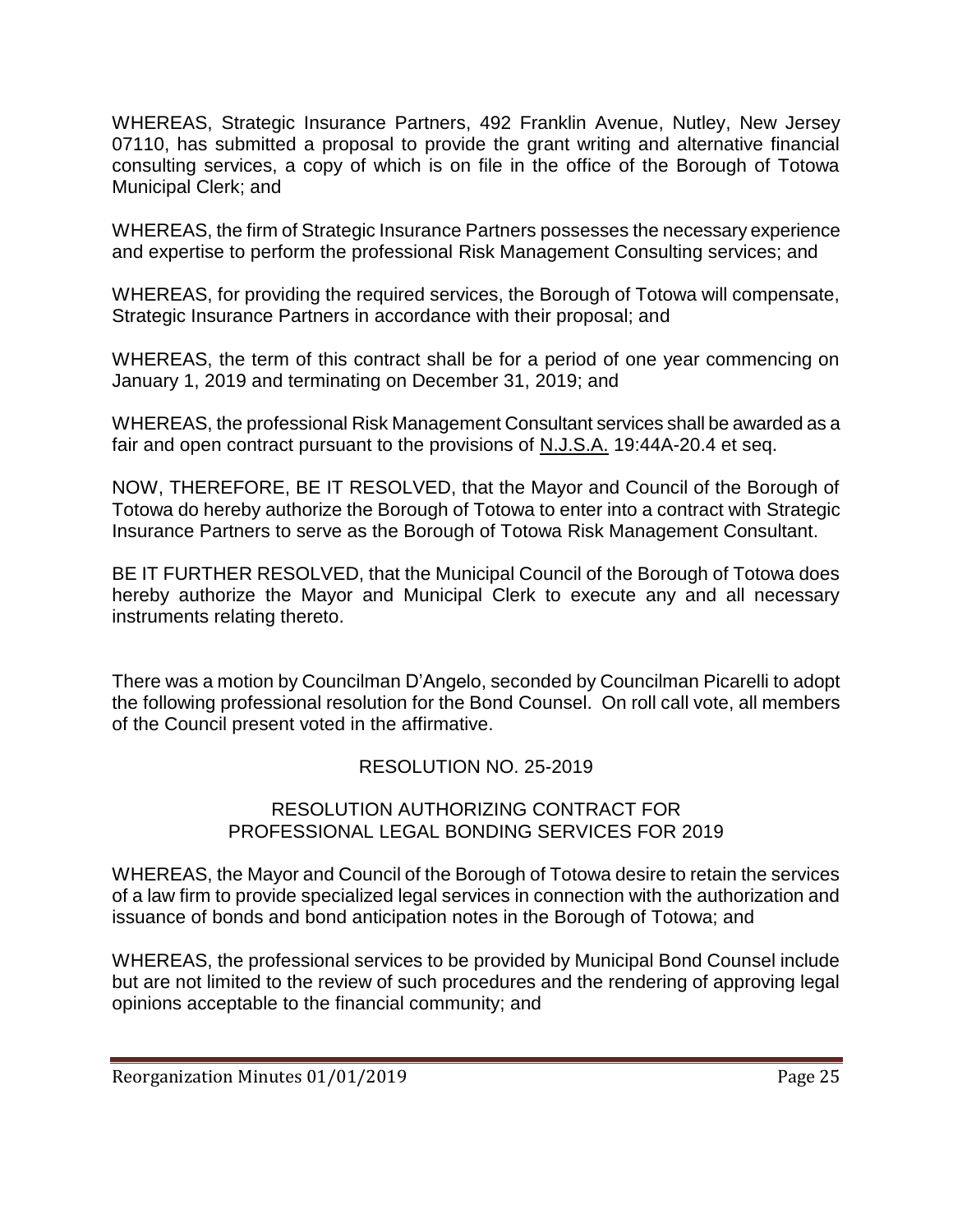WHEREAS, Strategic Insurance Partners, 492 Franklin Avenue, Nutley, New Jersey 07110, has submitted a proposal to provide the grant writing and alternative financial consulting services, a copy of which is on file in the office of the Borough of Totowa Municipal Clerk; and

WHEREAS, the firm of Strategic Insurance Partners possesses the necessary experience and expertise to perform the professional Risk Management Consulting services; and

WHEREAS, for providing the required services, the Borough of Totowa will compensate, Strategic Insurance Partners in accordance with their proposal; and

WHEREAS, the term of this contract shall be for a period of one year commencing on January 1, 2019 and terminating on December 31, 2019; and

WHEREAS, the professional Risk Management Consultant services shall be awarded as a fair and open contract pursuant to the provisions of N.J.S.A. 19:44A-20.4 et seq.

NOW, THEREFORE, BE IT RESOLVED, that the Mayor and Council of the Borough of Totowa do hereby authorize the Borough of Totowa to enter into a contract with Strategic Insurance Partners to serve as the Borough of Totowa Risk Management Consultant.

BE IT FURTHER RESOLVED, that the Municipal Council of the Borough of Totowa does hereby authorize the Mayor and Municipal Clerk to execute any and all necessary instruments relating thereto.

There was a motion by Councilman D'Angelo, seconded by Councilman Picarelli to adopt the following professional resolution for the Bond Counsel. On roll call vote, all members of the Council present voted in the affirmative.

RESOLUTION NO. 25-2019

RESOLUTION AUTHORIZING CONTRACT FOR PROFESSIONAL LEGAL BONDING SERVICES FOR 2019

WHEREAS, the Mayor and Council of the Borough of Totowa desire to retain the services of a law firm to provide specialized legal services in connection with the authorization and issuance of bonds and bond anticipation notes in the Borough of Totowa; and

WHEREAS, the professional services to be provided by Municipal Bond Counsel include but are not limited to the review of such procedures and the rendering of approving legal opinions acceptable to the financial community; and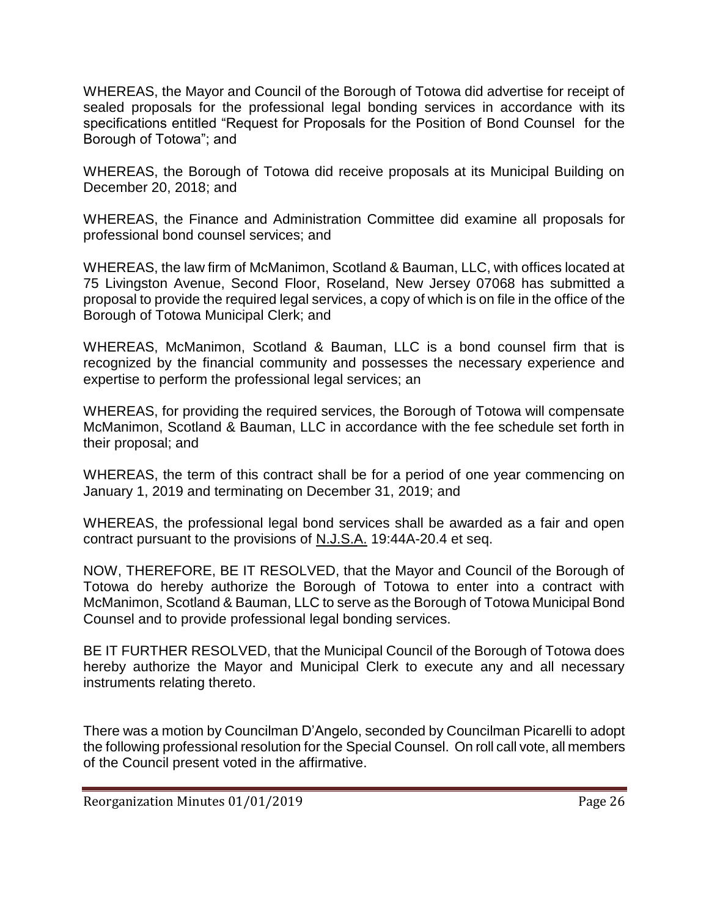WHEREAS, the Mayor and Council of the Borough of Totowa did advertise for receipt of sealed proposals for the professional legal bonding services in accordance with its specifications entitled "Request for Proposals for the Position of Bond Counsel for the Borough of Totowa"; and

WHEREAS, the Borough of Totowa did receive proposals at its Municipal Building on December 20, 2018; and

WHEREAS, the Finance and Administration Committee did examine all proposals for professional bond counsel services; and

WHEREAS, the law firm of McManimon, Scotland & Bauman, LLC, with offices located at 75 Livingston Avenue, Second Floor, Roseland, New Jersey 07068 has submitted a proposal to provide the required legal services, a copy of which is on file in the office of the Borough of Totowa Municipal Clerk; and

WHEREAS, McManimon, Scotland & Bauman, LLC is a bond counsel firm that is recognized by the financial community and possesses the necessary experience and expertise to perform the professional legal services; an

WHEREAS, for providing the required services, the Borough of Totowa will compensate McManimon, Scotland & Bauman, LLC in accordance with the fee schedule set forth in their proposal; and

WHEREAS, the term of this contract shall be for a period of one year commencing on January 1, 2019 and terminating on December 31, 2019; and

WHEREAS, the professional legal bond services shall be awarded as a fair and open contract pursuant to the provisions of N.J.S.A. 19:44A-20.4 et seq.

NOW, THEREFORE, BE IT RESOLVED, that the Mayor and Council of the Borough of Totowa do hereby authorize the Borough of Totowa to enter into a contract with McManimon, Scotland & Bauman, LLC to serve as the Borough of Totowa Municipal Bond Counsel and to provide professional legal bonding services.

BE IT FURTHER RESOLVED, that the Municipal Council of the Borough of Totowa does hereby authorize the Mayor and Municipal Clerk to execute any and all necessary instruments relating thereto.

There was a motion by Councilman D'Angelo, seconded by Councilman Picarelli to adopt the following professional resolution for the Special Counsel. On roll call vote, all members of the Council present voted in the affirmative.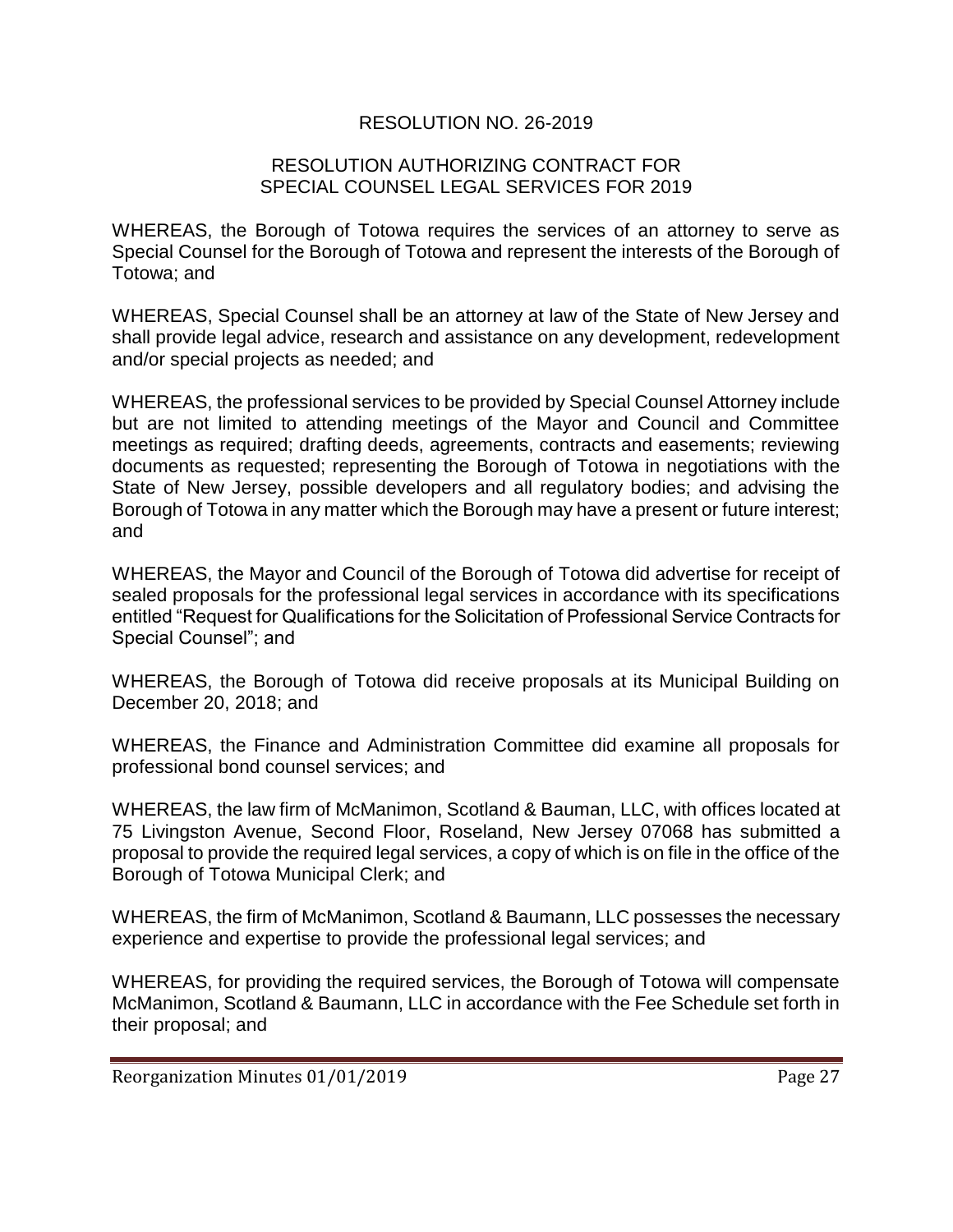RESOLUTION NO. 26-2019

RESOLUTION AUTHORIZING CONTRACT FOR SPECIAL COUNSEL LEGAL SERVICES FOR 2019

WHEREAS, the Borough of Totowa requires the services of an attorney to serve as Special Counsel for the Borough of Totowa and represent the interests of the Borough of Totowa; and

WHEREAS, Special Counsel shall be an attorney at law of the State of New Jersey and shall provide legal advice, research and assistance on any development, redevelopment and/or special projects as needed; and

WHEREAS, the professional services to be provided by Special Counsel Attorney include but are not limited to attending meetings of the Mayor and Council and Committee meetings as required; drafting deeds, agreements, contracts and easements; reviewing documents as requested; representing the Borough of Totowa in negotiations with the State of New Jersey, possible developers and all regulatory bodies; and advising the Borough of Totowa in any matter which the Borough may have a present or future interest; and

WHEREAS, the Mayor and Council of the Borough of Totowa did advertise for receipt of sealed proposals for the professional legal services in accordance with its specifications entitled "Request for Qualifications for the Solicitation of Professional Service Contracts for Special Counsel"; and

WHEREAS, the Borough of Totowa did receive proposals at its Municipal Building on December 20, 2018; and

WHEREAS, the Finance and Administration Committee did examine all proposals for professional bond counsel services; and

WHEREAS, the law firm of McManimon, Scotland & Bauman, LLC, with offices located at 75 Livingston Avenue, Second Floor, Roseland, New Jersey 07068 has submitted a proposal to provide the required legal services, a copy of which is on file in the office of the Borough of Totowa Municipal Clerk; and

WHEREAS, the firm of McManimon, Scotland & Baumann, LLC possesses the necessary experience and expertise to provide the professional legal services; and

WHEREAS, for providing the required services, the Borough of Totowa will compensate McManimon, Scotland & Baumann, LLC in accordance with the Fee Schedule set forth in their proposal; and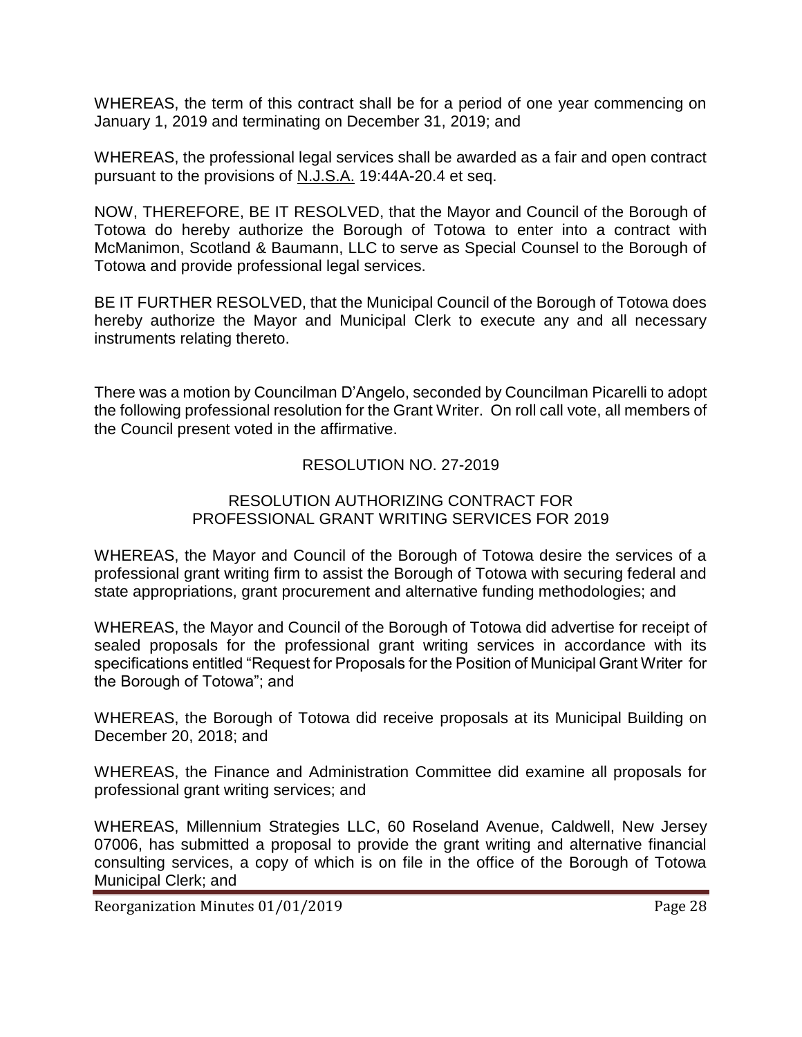WHEREAS, the term of this contract shall be for a period of one year commencing on January 1, 2019 and terminating on December 31, 2019; and

WHEREAS, the professional legal services shall be awarded as a fair and open contract pursuant to the provisions of N.J.S.A. 19:44A-20.4 et seq.

NOW, THEREFORE, BE IT RESOLVED, that the Mayor and Council of the Borough of Totowa do hereby authorize the Borough of Totowa to enter into a contract with McManimon, Scotland & Baumann, LLC to serve as Special Counsel to the Borough of Totowa and provide professional legal services.

BE IT FURTHER RESOLVED, that the Municipal Council of the Borough of Totowa does hereby authorize the Mayor and Municipal Clerk to execute any and all necessary instruments relating thereto.

There was a motion by Councilman D'Angelo, seconded by Councilman Picarelli to adopt the following professional resolution for the Grant Writer. On roll call vote, all members of the Council present voted in the affirmative.

RESOLUTION NO. 27-2019

RESOLUTION AUTHORIZING CONTRACT FOR PROFESSIONAL GRANT WRITING SERVICES FOR 2019

WHEREAS, the Mayor and Council of the Borough of Totowa desire the services of a professional grant writing firm to assist the Borough of Totowa with securing federal and state appropriations, grant procurement and alternative funding methodologies; and

WHEREAS, the Mayor and Council of the Borough of Totowa did advertise for receipt of sealed proposals for the professional grant writing services in accordance with its specifications entitled "Request for Proposals for the Position of Municipal Grant Writer for the Borough of Totowa"; and

WHEREAS, the Borough of Totowa did receive proposals at its Municipal Building on December 20, 2018; and

WHEREAS, the Finance and Administration Committee did examine all proposals for professional grant writing services; and

WHEREAS, Millennium Strategies LLC, 60 Roseland Avenue, Caldwell, New Jersey 07006, has submitted a proposal to provide the grant writing and alternative financial consulting services, a copy of which is on file in the office of the Borough of Totowa Municipal Clerk; and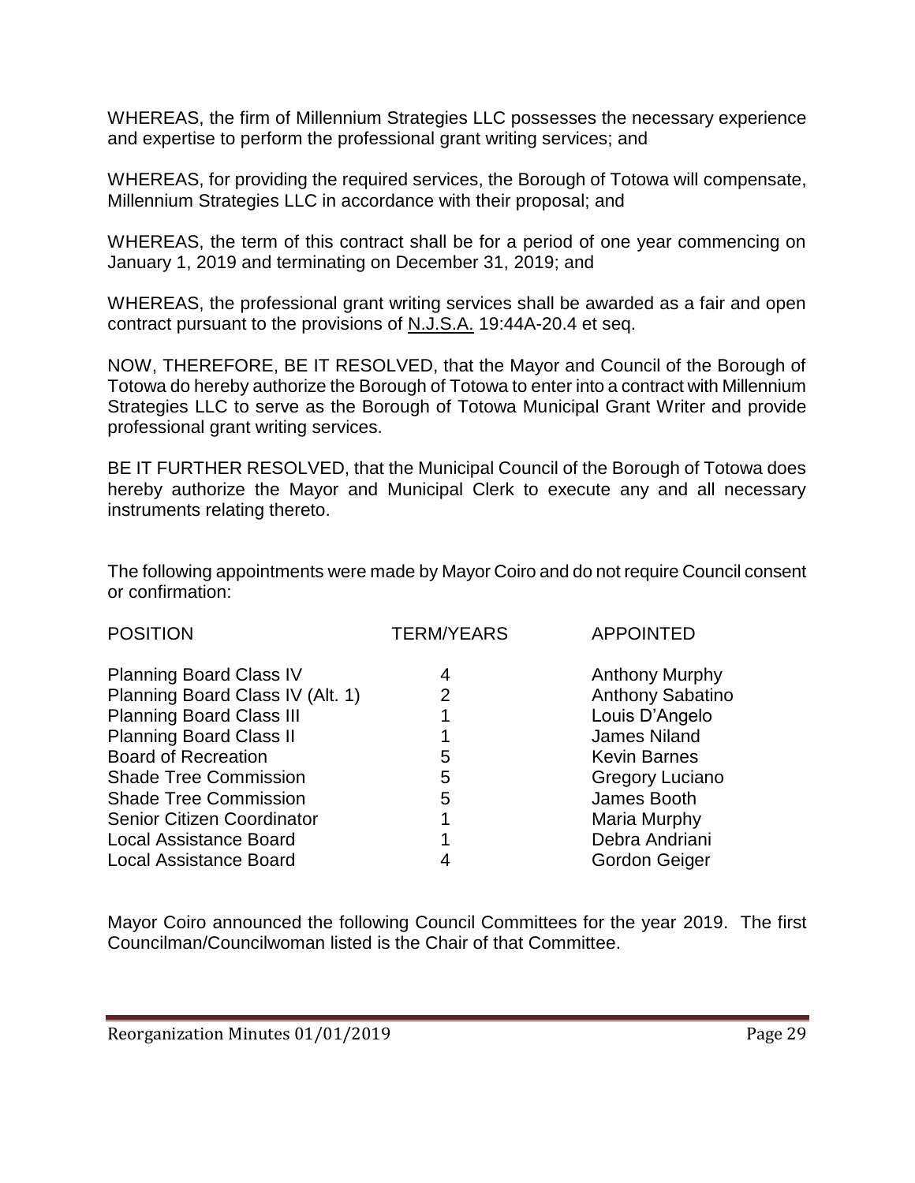WHEREAS, the firm of Millennium Strategies LLC possesses the necessary experience and expertise to perform the professional grant writing services; and

WHEREAS, for providing the required services, the Borough of Totowa will compensate, Millennium Strategies LLC in accordance with their proposal; and

WHEREAS, the term of this contract shall be for a period of one year commencing on January 1, 2019 and terminating on December 31, 2019; and

WHEREAS, the professional grant writing services shall be awarded as a fair and open contract pursuant to the provisions of N.J.S.A. 19:44A-20.4 et seq.

NOW, THEREFORE, BE IT RESOLVED, that the Mayor and Council of the Borough of Totowa do hereby authorize the Borough of Totowa to enter into a contract with Millennium Strategies LLC to serve as the Borough of Totowa Municipal Grant Writer and provide professional grant writing services.

BE IT FURTHER RESOLVED, that the Municipal Council of the Borough of Totowa does hereby authorize the Mayor and Municipal Clerk to execute any and all necessary instruments relating thereto.

The following appointments were made by Mayor Coiro and do not require Council consent or confirmation:

| POSITION | TERM/YEARS | APPOINTED |
|---|---|---|
| Planning Board Class IV | 4 | Anthony Murphy |
| Planning Board Class IV (Alt. 1) | 2 | Anthony Sabatino |
| Planning Board Class III | 1 | Louis D'Angelo |
| Planning Board Class II | 1 | James Niland |
| Board of Recreation | 5 | Kevin Barnes |
| Shade Tree Commission | 5 | Gregory Luciano |
| Shade Tree Commission | 5 | James Booth |
| Senior Citizen Coordinator | 1 | Maria Murphy |
| Local Assistance Board | 1 | Debra Andriani |
| Local Assistance Board | 4 | Gordon Geiger |

Mayor Coiro announced the following Council Committees for the year 2019. The first Councilman/Councilwoman listed is the Chair of that Committee.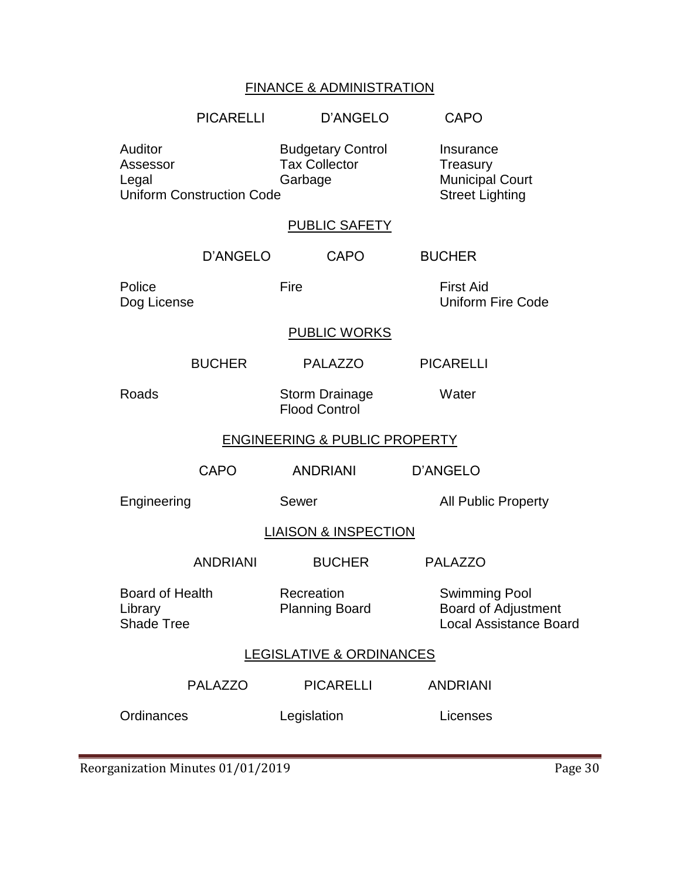## FINANCE & ADMINISTRATION

| PICARELLI | D'ANGELO | CAPO |
|---|---|---|
| Auditor | Budgetary Control | Insurance |
| Assessor | Tax Collector | Treasury |
| Legal | Garbage | Municipal Court |
| Uniform Construction Code | | Street Lighting |

## PUBLIC SAFETY

| D'ANGELO | CAPO | BUCHER |
|---|---|---|
| Police | Fire | First Aid |
| Dog License | | Uniform Fire Code |

## PUBLIC WORKS

| BUCHER | PALAZZO | PICARELLI |
|---|---|---|
| Roads | Storm Drainage | Water |
| | Flood Control | |

## ENGINEERING & PUBLIC PROPERTY

| CAPO | ANDRIANI | D'ANGELO |
|---|---|---|
| Engineering | Sewer | All Public Property |

## LIAISON & INSPECTION

| ANDRIANI | BUCHER | PALAZZO |
|---|---|---|
| Board of Health | Recreation | Swimming Pool |
| Library | Planning Board | Board of Adjustment |
| Shade Tree | | Local Assistance Board |

## LEGISLATIVE & ORDINANCES

| PALAZZO | PICARELLI | ANDRIANI |
|---|---|---|
| Ordinances | Legislation | Licenses |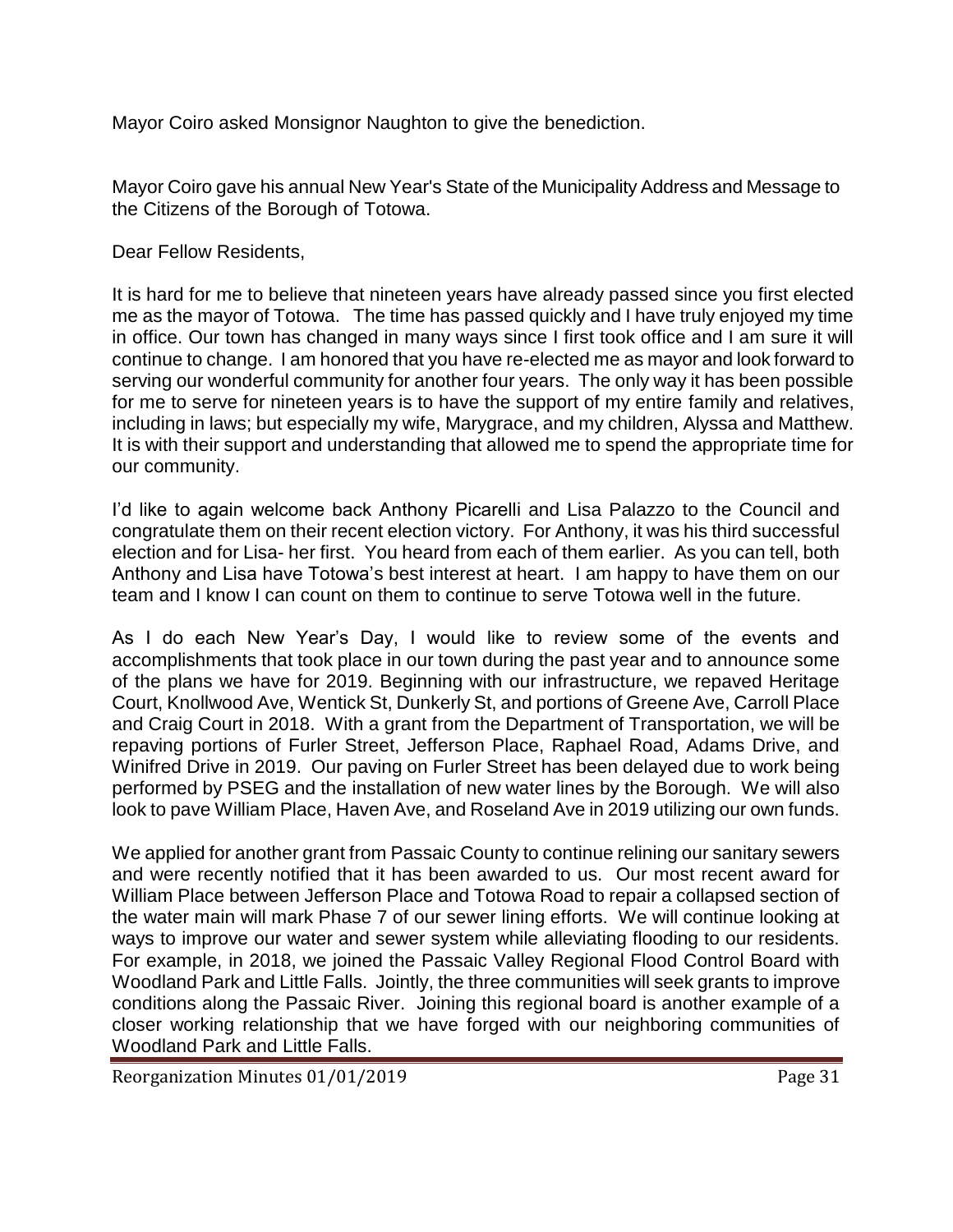Mayor Coiro asked Monsignor Naughton to give the benediction.

Mayor Coiro gave his annual New Year's State of the Municipality Address and Message to the Citizens of the Borough of Totowa.

Dear Fellow Residents,

It is hard for me to believe that nineteen years have already passed since you first elected me as the mayor of Totowa. The time has passed quickly and I have truly enjoyed my time in office. Our town has changed in many ways since I first took office and I am sure it will continue to change. I am honored that you have re-elected me as mayor and look forward to serving our wonderful community for another four years. The only way it has been possible for me to serve for nineteen years is to have the support of my entire family and relatives, including in laws; but especially my wife, Marygrace, and my children, Alyssa and Matthew. It is with their support and understanding that allowed me to spend the appropriate time for our community.

I'd like to again welcome back Anthony Picarelli and Lisa Palazzo to the Council and congratulate them on their recent election victory. For Anthony, it was his third successful election and for Lisa- her first. You heard from each of them earlier. As you can tell, both Anthony and Lisa have Totowa's best interest at heart. I am happy to have them on our team and I know I can count on them to continue to serve Totowa well in the future.

As I do each New Year's Day, I would like to review some of the events and accomplishments that took place in our town during the past year and to announce some of the plans we have for 2019. Beginning with our infrastructure, we repaved Heritage Court, Knollwood Ave, Wentick St, Dunkerly St, and portions of Greene Ave, Carroll Place and Craig Court in 2018. With a grant from the Department of Transportation, we will be repaving portions of Furler Street, Jefferson Place, Raphael Road, Adams Drive, and Winifred Drive in 2019. Our paving on Furler Street has been delayed due to work being performed by PSEG and the installation of new water lines by the Borough. We will also look to pave William Place, Haven Ave, and Roseland Ave in 2019 utilizing our own funds.

We applied for another grant from Passaic County to continue relining our sanitary sewers and were recently notified that it has been awarded to us. Our most recent award for William Place between Jefferson Place and Totowa Road to repair a collapsed section of the water main will mark Phase 7 of our sewer lining efforts. We will continue looking at ways to improve our water and sewer system while alleviating flooding to our residents. For example, in 2018, we joined the Passaic Valley Regional Flood Control Board with Woodland Park and Little Falls. Jointly, the three communities will seek grants to improve conditions along the Passaic River. Joining this regional board is another example of a closer working relationship that we have forged with our neighboring communities of Woodland Park and Little Falls.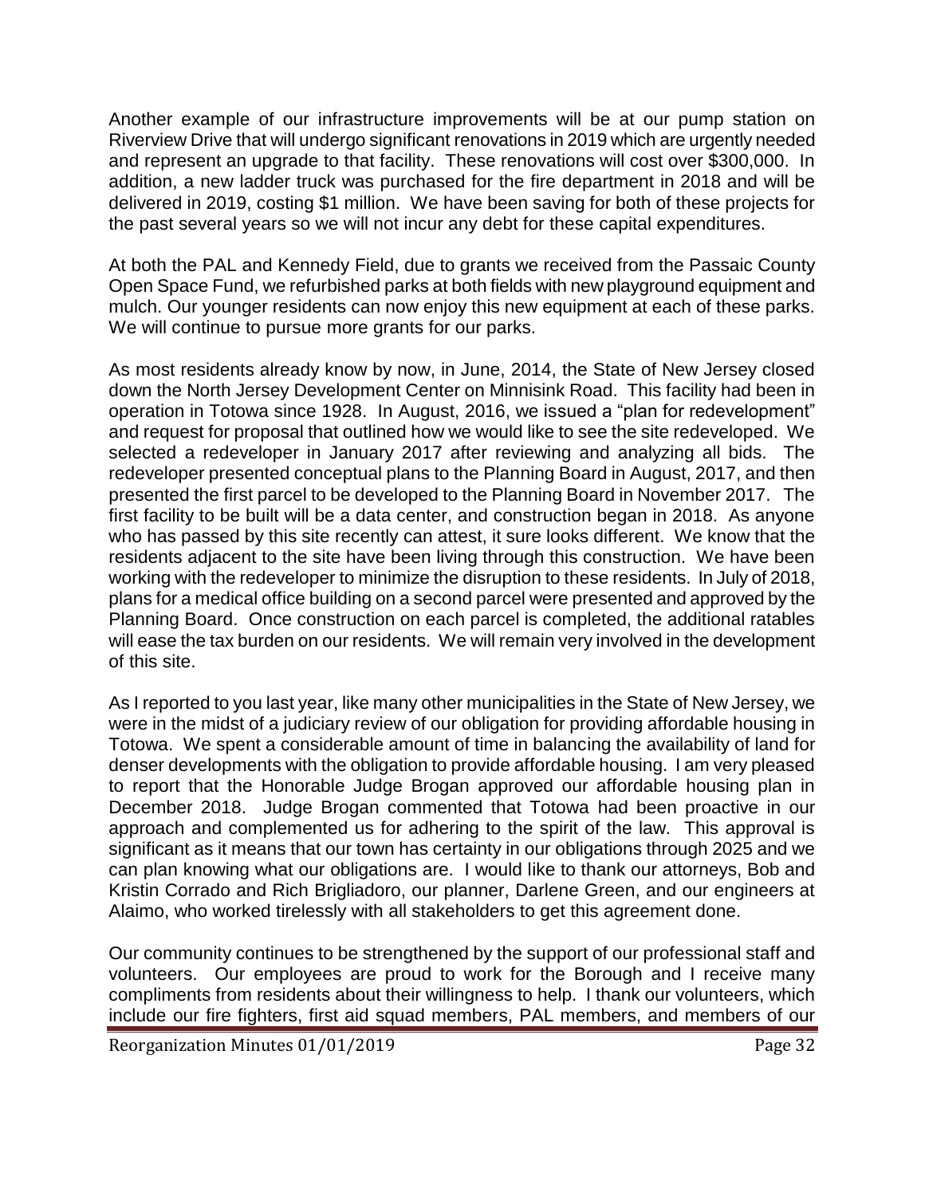Another example of our infrastructure improvements will be at our pump station on Riverview Drive that will undergo significant renovations in 2019 which are urgently needed and represent an upgrade to that facility. These renovations will cost over $300,000. In addition, a new ladder truck was purchased for the fire department in 2018 and will be delivered in 2019, costing $1 million. We have been saving for both of these projects for the past several years so we will not incur any debt for these capital expenditures.

At both the PAL and Kennedy Field, due to grants we received from the Passaic County Open Space Fund, we refurbished parks at both fields with new playground equipment and mulch. Our younger residents can now enjoy this new equipment at each of these parks. We will continue to pursue more grants for our parks.

As most residents already know by now, in June, 2014, the State of New Jersey closed down the North Jersey Development Center on Minnisink Road. This facility had been in operation in Totowa since 1928. In August, 2016, we issued a "plan for redevelopment" and request for proposal that outlined how we would like to see the site redeveloped. We selected a redeveloper in January 2017 after reviewing and analyzing all bids. The redeveloper presented conceptual plans to the Planning Board in August, 2017, and then presented the first parcel to be developed to the Planning Board in November 2017. The first facility to be built will be a data center, and construction began in 2018. As anyone who has passed by this site recently can attest, it sure looks different. We know that the residents adjacent to the site have been living through this construction. We have been working with the redeveloper to minimize the disruption to these residents. In July of 2018, plans for a medical office building on a second parcel were presented and approved by the Planning Board. Once construction on each parcel is completed, the additional ratables will ease the tax burden on our residents. We will remain very involved in the development of this site.

As I reported to you last year, like many other municipalities in the State of New Jersey, we were in the midst of a judiciary review of our obligation for providing affordable housing in Totowa. We spent a considerable amount of time in balancing the availability of land for denser developments with the obligation to provide affordable housing. I am very pleased to report that the Honorable Judge Brogan approved our affordable housing plan in December 2018. Judge Brogan commented that Totowa had been proactive in our approach and complemented us for adhering to the spirit of the law. This approval is significant as it means that our town has certainty in our obligations through 2025 and we can plan knowing what our obligations are. I would like to thank our attorneys, Bob and Kristin Corrado and Rich Brigliadoro, our planner, Darlene Green, and our engineers at Alaimo, who worked tirelessly with all stakeholders to get this agreement done.

Our community continues to be strengthened by the support of our professional staff and volunteers. Our employees are proud to work for the Borough and I receive many compliments from residents about their willingness to help. I thank our volunteers, which include our fire fighters, first aid squad members, PAL members, and members of our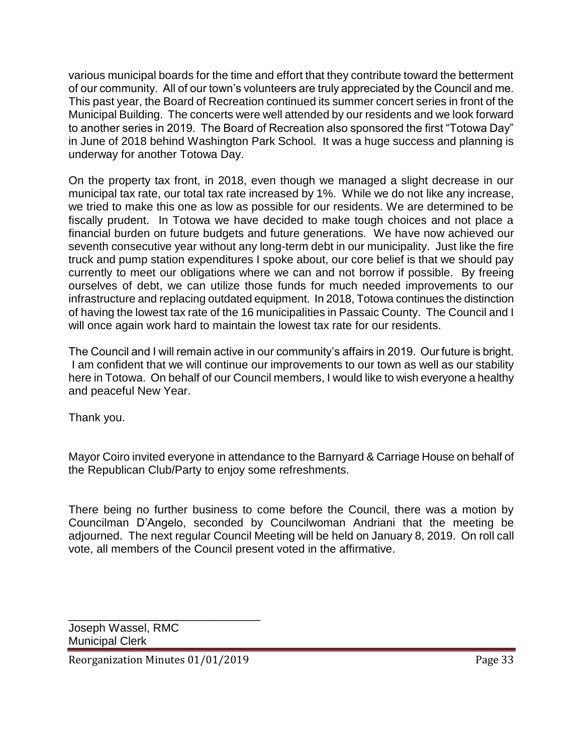various municipal boards for the time and effort that they contribute toward the betterment of our community. All of our town's volunteers are truly appreciated by the Council and me. This past year, the Board of Recreation continued its summer concert series in front of the Municipal Building. The concerts were well attended by our residents and we look forward to another series in 2019. The Board of Recreation also sponsored the first "Totowa Day" in June of 2018 behind Washington Park School. It was a huge success and planning is underway for another Totowa Day.

On the property tax front, in 2018, even though we managed a slight decrease in our municipal tax rate, our total tax rate increased by 1%. While we do not like any increase, we tried to make this one as low as possible for our residents. We are determined to be fiscally prudent. In Totowa we have decided to make tough choices and not place a financial burden on future budgets and future generations. We have now achieved our seventh consecutive year without any long-term debt in our municipality. Just like the fire truck and pump station expenditures I spoke about, our core belief is that we should pay currently to meet our obligations where we can and not borrow if possible. By freeing ourselves of debt, we can utilize those funds for much needed improvements to our infrastructure and replacing outdated equipment. In 2018, Totowa continues the distinction of having the lowest tax rate of the 16 municipalities in Passaic County. The Council and I will once again work hard to maintain the lowest tax rate for our residents.

The Council and I will remain active in our community's affairs in 2019. Our future is bright. I am confident that we will continue our improvements to our town as well as our stability here in Totowa. On behalf of our Council members, I would like to wish everyone a healthy and peaceful New Year.

Thank you.

Mayor Coiro invited everyone in attendance to the Barnyard & Carriage House on behalf of the Republican Club/Party to enjoy some refreshments.

There being no further business to come before the Council, there was a motion by Councilman D'Angelo, seconded by Councilwoman Andriani that the meeting be adjourned. The next regular Council Meeting will be held on January 8, 2019. On roll call vote, all members of the Council present voted in the affirmative.

\_\_\_\_\_\_\_\_\_\_\_\_\_\_\_\_\_\_\_\_\_\_\_\_\_\_\_\_\_\_\_

Joseph Wassel, RMC
Municipal Clerk